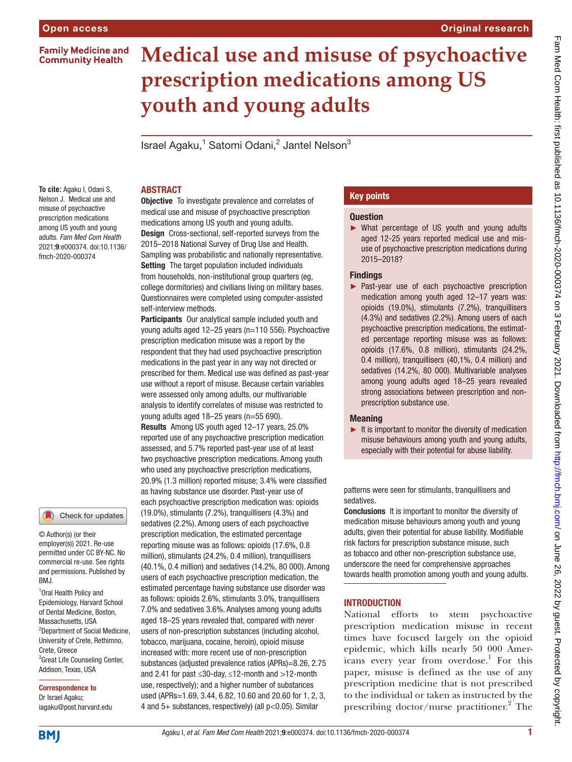Open access

Original research

Family Medicine and Community Health

# Medical use and misuse of psychoactive prescription medications among US youth and young adults

Israel Agaku,[1] Satomi Odani,[2] Jantel Nelson[3]

**To cite:** Agaku I, Odani S, Nelson J. Medical use and misuse of psychoactive prescription medications among US youth and young adults. *Fam Med Com Health* 2021;**9**:e000374. doi:10.1136/fmch-2020-000374

© Author(s) (or their employer(s)) 2021. Re-use permitted under CC BY-NC. No commercial re-use. See rights and permissions. Published by BMJ.

[1]Oral Health Policy and Epidemiology, Harvard School of Dental Medicine, Boston, Massachusetts, USA
[2]Department of Social Medicine, University of Crete, Rethimno, Crete, Greece
[3]Great Life Counseling Center, Addison, Texas, USA

**Correspondence to**
Dr Israel Agaku;
iagaku@post.harvard.edu

## ABSTRACT

**Objective** To investigate prevalence and correlates of medical use and misuse of psychoactive prescription medications among US youth and young adults.

**Design** Cross-sectional, self-reported surveys from the 2015–2018 National Survey of Drug Use and Health. Sampling was probabilistic and nationally representative.

**Setting** The target population included individuals from households, non-institutional group quarters (eg, college dormitories) and civilians living on military bases. Questionnaires were completed using computer-assisted self-interview methods.

**Participants** Our analytical sample included youth and young adults aged 12–25 years (n=110 556). Psychoactive prescription medication misuse was a report by the respondent that they had used psychoactive prescription medications in the past year in any way not directed or prescribed for them. Medical use was defined as past-year use without a report of misuse. Because certain variables were assessed only among adults, our multivariable analysis to identify correlates of misuse was restricted to young adults aged 18–25 years (n=55 690).

**Results** Among US youth aged 12–17 years, 25.0% reported use of any psychoactive prescription medication assessed, and 5.7% reported past-year use of at least two psychoactive prescription medications. Among youth who used any psychoactive prescription medications, 20.9% (1.3 million) reported misuse; 3.4% were classified as having substance use disorder. Past-year use of each psychoactive prescription medication was: opioids (19.0%), stimulants (7.2%), tranquillisers (4.3%) and sedatives (2.2%). Among users of each psychoactive prescription medication, the estimated percentage reporting misuse was as follows: opioids (17.6%, 0.8 million), stimulants (24.2%, 0.4 million), tranquillisers (40.1%, 0.4 million) and sedatives (14.2%, 80 000). Among users of each psychoactive prescription medication, the estimated percentage having substance use disorder was as follows: opioids 2.6%, stimulants 3.0%, tranquillisers 7.0% and sedatives 3.6%. Analyses among young adults aged 18–25 years revealed that, compared with never users of non-prescription substances (including alcohol, tobacco, marijuana, cocaine, heroin), opioid misuse increased with: more recent use of non-prescription substances (adjusted prevalence ratios (APRs)=8.26, 2.75 and 2.41 for past ≤30-day, ≤12-month and >12-month use, respectively); and a higher number of substances used (APRs=1.69, 3.44, 6.82, 10.60 and 20.60 for 1, 2, 3, 4 and 5+ substances, respectively) (all p<0.05). Similar patterns were seen for stimulants, tranquillisers and sedatives.

**Conclusions** It is important to monitor the diversity of medication misuse behaviours among youth and young adults, given their potential for abuse liability. Modifiable risk factors for prescription substance misuse, such as tobacco and other non-prescription substance use, underscore the need for comprehensive approaches towards health promotion among youth and young adults.

## Key points

### Question

- What percentage of US youth and young adults aged 12-25 years reported medical use and misuse of psychoactive prescription medications during 2015–2018?

### Findings

- Past-year use of each psychoactive prescription medication among youth aged 12–17 years was: opioids (19.0%), stimulants (7.2%), tranquillisers (4.3%) and sedatives (2.2%). Among users of each psychoactive prescription medications, the estimated percentage reporting misuse was as follows: opioids (17.6%, 0.8 million), stimulants (24.2%, 0.4 million), tranquillisers (40,1%, 0.4 million) and sedatives (14.2%, 80 000). Multivariable analyses among young adults aged 18–25 years revealed strong associations between prescription and non-prescription substance use.

### Meaning

- It is important to monitor the diversity of medication misuse behaviours among youth and young adults, especially with their potential for abuse liability.

## INTRODUCTION

National efforts to stem psychoactive prescription medication misuse in recent times have focused largely on the opioid epidemic, which kills nearly 50 000 Americans every year from overdose.[1] For this paper, misuse is defined as the use of any prescription medicine that is not prescribed to the individual or taken as instructed by the prescribing doctor/nurse practitioner.[2] The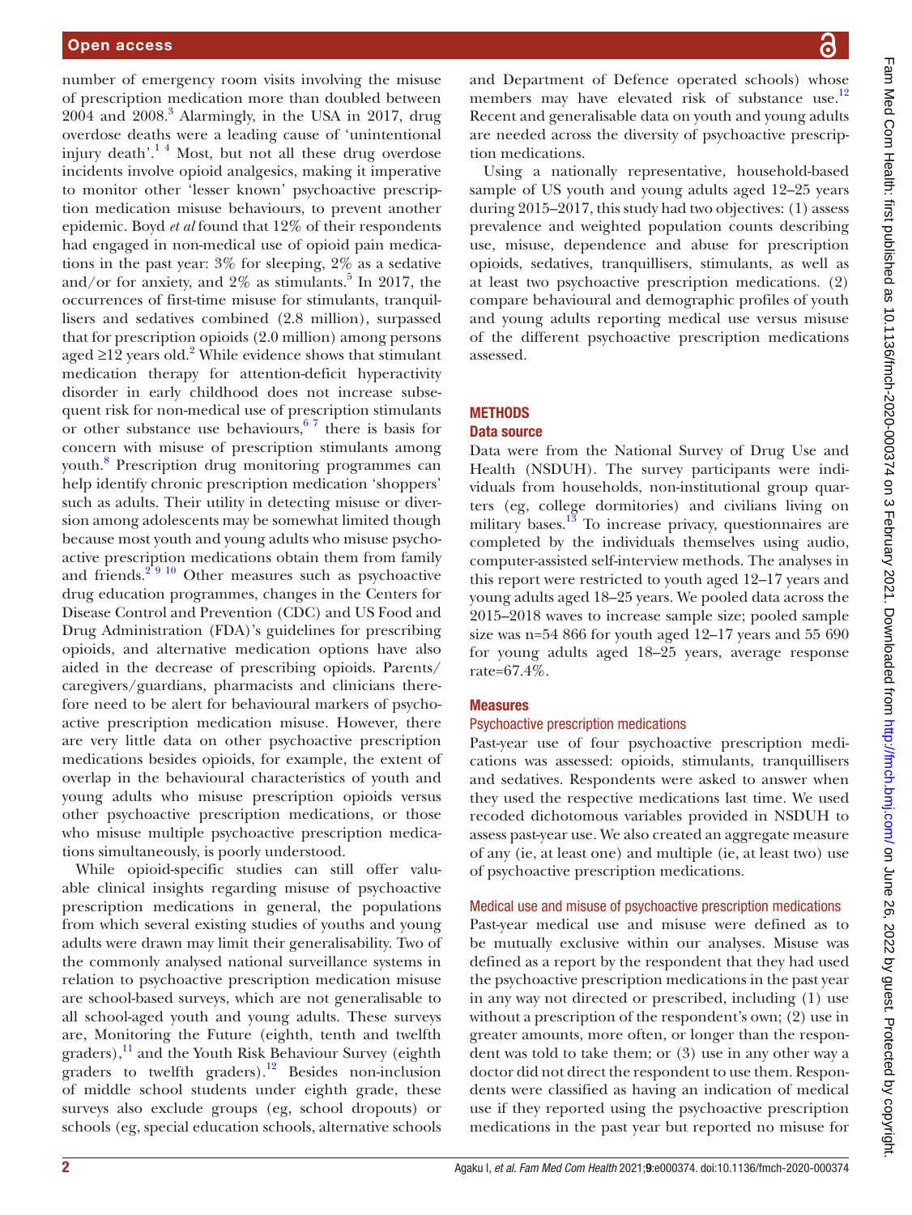number of emergency room visits involving the misuse of prescription medication more than doubled between 2004 and 2008.[3] Alarmingly, in the USA in 2017, drug overdose deaths were a leading cause of 'unintentional injury death'.[1 4] Most, but not all these drug overdose incidents involve opioid analgesics, making it imperative to monitor other 'lesser known' psychoactive prescription medication misuse behaviours, to prevent another epidemic. Boyd *et al* found that 12% of their respondents had engaged in non-medical use of opioid pain medications in the past year: 3% for sleeping, 2% as a sedative and/or for anxiety, and 2% as stimulants.[5] In 2017, the occurrences of first-time misuse for stimulants, tranquillisers and sedatives combined (2.8 million), surpassed that for prescription opioids (2.0 million) among persons aged ≥12 years old.[2] While evidence shows that stimulant medication therapy for attention-deficit hyperactivity disorder in early childhood does not increase subsequent risk for non-medical use of prescription stimulants or other substance use behaviours,[6 7] there is basis for concern with misuse of prescription stimulants among youth.[8] Prescription drug monitoring programmes can help identify chronic prescription medication 'shoppers' such as adults. Their utility in detecting misuse or diversion among adolescents may be somewhat limited though because most youth and young adults who misuse psychoactive prescription medications obtain them from family and friends.[2 9 10] Other measures such as psychoactive drug education programmes, changes in the Centers for Disease Control and Prevention (CDC) and US Food and Drug Administration (FDA)'s guidelines for prescribing opioids, and alternative medication options have also aided in the decrease of prescribing opioids. Parents/caregivers/guardians, pharmacists and clinicians therefore need to be alert for behavioural markers of psychoactive prescription medication misuse. However, there are very little data on other psychoactive prescription medications besides opioids, for example, the extent of overlap in the behavioural characteristics of youth and young adults who misuse prescription opioids versus other psychoactive prescription medications, or those who misuse multiple psychoactive prescription medications simultaneously, is poorly understood.

While opioid-specific studies can still offer valuable clinical insights regarding misuse of psychoactive prescription medications in general, the populations from which several existing studies of youths and young adults were drawn may limit their generalisability. Two of the commonly analysed national surveillance systems in relation to psychoactive prescription medication misuse are school-based surveys, which are not generalisable to all school-aged youth and young adults. These surveys are, Monitoring the Future (eighth, tenth and twelfth graders),[11] and the Youth Risk Behaviour Survey (eighth graders to twelfth graders).[12] Besides non-inclusion of middle school students under eighth grade, these surveys also exclude groups (eg, school dropouts) or schools (eg, special education schools, alternative schools and Department of Defence operated schools) whose members may have elevated risk of substance use.[12] Recent and generalisable data on youth and young adults are needed across the diversity of psychoactive prescription medications.

Using a nationally representative, household-based sample of US youth and young adults aged 12–25 years during 2015–2017, this study had two objectives: (1) assess prevalence and weighted population counts describing use, misuse, dependence and abuse for prescription opioids, sedatives, tranquillisers, stimulants, as well as at least two psychoactive prescription medications. (2) compare behavioural and demographic profiles of youth and young adults reporting medical use versus misuse of the different psychoactive prescription medications assessed.

## METHODS

### Data source

Data were from the National Survey of Drug Use and Health (NSDUH). The survey participants were individuals from households, non-institutional group quarters (eg, college dormitories) and civilians living on military bases.[13] To increase privacy, questionnaires are completed by the individuals themselves using audio, computer-assisted self-interview methods. The analyses in this report were restricted to youth aged 12–17 years and young adults aged 18–25 years. We pooled data across the 2015–2018 waves to increase sample size; pooled sample size was n=54 866 for youth aged 12–17 years and 55 690 for young adults aged 18–25 years, average response rate=67.4%.

### Measures

#### Psychoactive prescription medications

Past-year use of four psychoactive prescription medications was assessed: opioids, stimulants, tranquillisers and sedatives. Respondents were asked to answer when they used the respective medications last time. We used recoded dichotomous variables provided in NSDUH to assess past-year use. We also created an aggregate measure of any (ie, at least one) and multiple (ie, at least two) use of psychoactive prescription medications.

#### Medical use and misuse of psychoactive prescription medications

Past-year medical use and misuse were defined as to be mutually exclusive within our analyses. Misuse was defined as a report by the respondent that they had used the psychoactive prescription medications in the past year in any way not directed or prescribed, including (1) use without a prescription of the respondent's own; (2) use in greater amounts, more often, or longer than the respondent was told to take them; or (3) use in any other way a doctor did not direct the respondent to use them. Respondents were classified as having an indication of medical use if they reported using the psychoactive prescription medications in the past year but reported no misuse for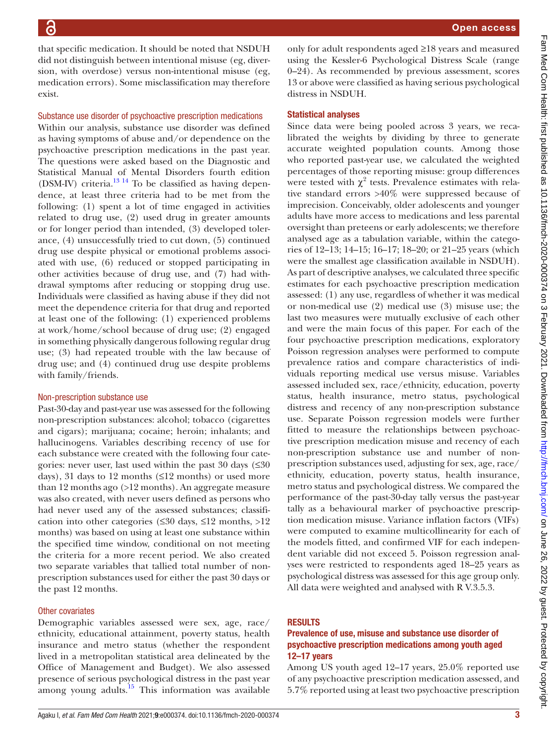that specific medication. It should be noted that NSDUH did not distinguish between intentional misuse (eg, diversion, with overdose) versus non-intentional misuse (eg, medication errors). Some misclassification may therefore exist.

### Substance use disorder of psychoactive prescription medications

Within our analysis, substance use disorder was defined as having symptoms of abuse and/or dependence on the psychoactive prescription medications in the past year. The questions were asked based on the Diagnostic and Statistical Manual of Mental Disorders fourth edition (DSM-IV) criteria.[13 14] To be classified as having dependence, at least three criteria had to be met from the following: (1) spent a lot of time engaged in activities related to drug use, (2) used drug in greater amounts or for longer period than intended, (3) developed tolerance, (4) unsuccessfully tried to cut down, (5) continued drug use despite physical or emotional problems associated with use, (6) reduced or stopped participating in other activities because of drug use, and (7) had withdrawal symptoms after reducing or stopping drug use. Individuals were classified as having abuse if they did not meet the dependence criteria for that drug and reported at least one of the following: (1) experienced problems at work/home/school because of drug use; (2) engaged in something physically dangerous following regular drug use; (3) had repeated trouble with the law because of drug use; and (4) continued drug use despite problems with family/friends.

### Non-prescription substance use

Past-30-day and past-year use was assessed for the following non-prescription substances: alcohol; tobacco (cigarettes and cigars); marijuana; cocaine; heroin; inhalants; and hallucinogens. Variables describing recency of use for each substance were created with the following four categories: never user, last used within the past 30 days (≤30 days), 31 days to 12 months (≤12 months) or used more than 12 months ago (>12 months). An aggregate measure was also created, with never users defined as persons who had never used any of the assessed substances; classification into other categories (≤30 days, ≤12 months, >12 months) was based on using at least one substance within the specified time window, conditional on not meeting the criteria for a more recent period. We also created two separate variables that tallied total number of non-prescription substances used for either the past 30 days or the past 12 months.

### Other covariates

Demographic variables assessed were sex, age, race/ethnicity, educational attainment, poverty status, health insurance and metro status (whether the respondent lived in a metropolitan statistical area delineated by the Office of Management and Budget). We also assessed presence of serious psychological distress in the past year among young adults.[15] This information was available only for adult respondents aged ≥18 years and measured using the Kessler-6 Psychological Distress Scale (range 0–24). As recommended by previous assessment, scores 13 or above were classified as having serious psychological distress in NSDUH.

### Statistical analyses

Since data were being pooled across 3 years, we recalibrated the weights by dividing by three to generate accurate weighted population counts. Among those who reported past-year use, we calculated the weighted percentages of those reporting misuse: group differences were tested with $\chi^2$ tests. Prevalence estimates with relative standard errors >40% were suppressed because of imprecision. Conceivably, older adolescents and younger adults have more access to medications and less parental oversight than preteens or early adolescents; we therefore analysed age as a tabulation variable, within the categories of 12–13; 14–15; 16–17; 18–20; or 21–25 years (which were the smallest age classification available in NSDUH). As part of descriptive analyses, we calculated three specific estimates for each psychoactive prescription medication assessed: (1) any use, regardless of whether it was medical or non-medical use (2) medical use (3) misuse use; the last two measures were mutually exclusive of each other and were the main focus of this paper. For each of the four psychoactive prescription medications, exploratory Poisson regression analyses were performed to compute prevalence ratios and compare characteristics of individuals reporting medical use versus misuse. Variables assessed included sex, race/ethnicity, education, poverty status, health insurance, metro status, psychological distress and recency of any non-prescription substance use. Separate Poisson regression models were further fitted to measure the relationships between psychoactive prescription medication misuse and recency of each non-prescription substance use and number of non-prescription substances used, adjusting for sex, age, race/ethnicity, education, poverty status, health insurance, metro status and psychological distress. We compared the performance of the past-30-day tally versus the past-year tally as a behavioural marker of psychoactive prescription medication misuse. Variance inflation factors (VIFs) were computed to examine multicollinearity for each of the models fitted, and confirmed VIF for each independent variable did not exceed 5. Poisson regression analyses were restricted to respondents aged 18–25 years as psychological distress was assessed for this age group only. All data were weighted and analysed with R V.3.5.3.

## RESULTS

### Prevalence of use, misuse and substance use disorder of psychoactive prescription medications among youth aged 12–17 years

Among US youth aged 12–17 years, 25.0% reported use of any psychoactive prescription medication assessed, and 5.7% reported using at least two psychoactive prescription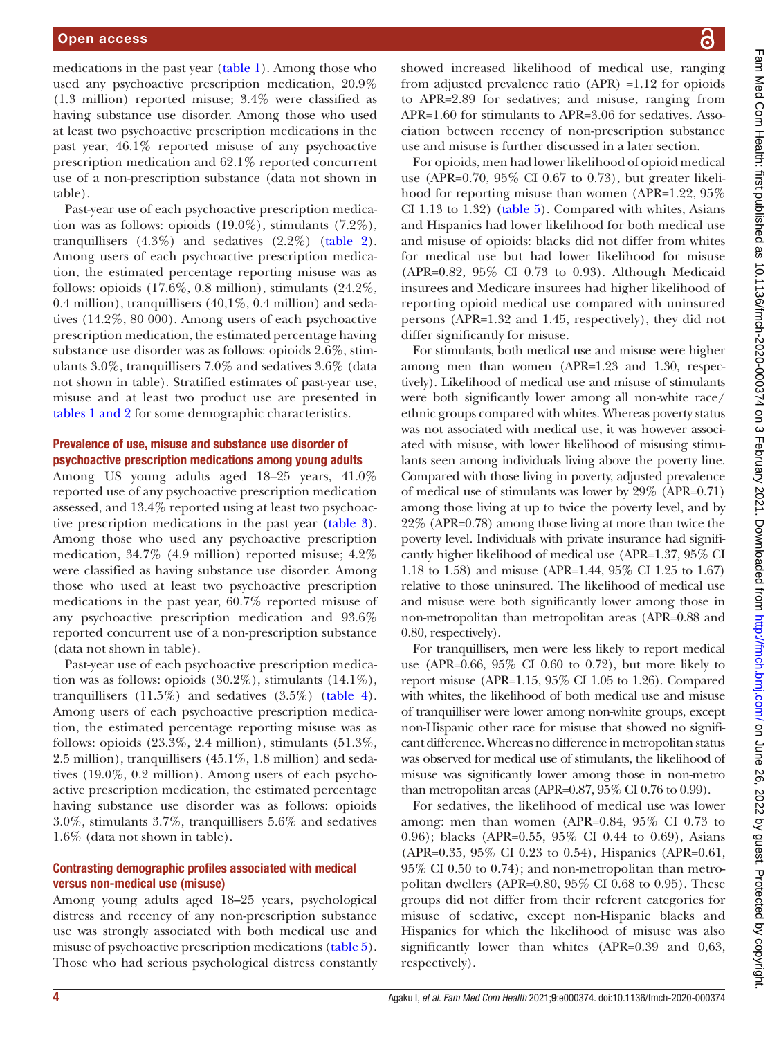medications in the past year (table 1). Among those who used any psychoactive prescription medication, 20.9% (1.3 million) reported misuse; 3.4% were classified as having substance use disorder. Among those who used at least two psychoactive prescription medications in the past year, 46.1% reported misuse of any psychoactive prescription medication and 62.1% reported concurrent use of a non-prescription substance (data not shown in table).

Past-year use of each psychoactive prescription medication was as follows: opioids (19.0%), stimulants (7.2%), tranquillisers (4.3%) and sedatives (2.2%) (table 2). Among users of each psychoactive prescription medication, the estimated percentage reporting misuse was as follows: opioids (17.6%, 0.8 million), stimulants (24.2%, 0.4 million), tranquillisers (40,1%, 0.4 million) and sedatives (14.2%, 80 000). Among users of each psychoactive prescription medication, the estimated percentage having substance use disorder was as follows: opioids 2.6%, stimulants 3.0%, tranquillisers 7.0% and sedatives 3.6% (data not shown in table). Stratified estimates of past-year use, misuse and at least two product use are presented in tables 1 and 2 for some demographic characteristics.

### Prevalence of use, misuse and substance use disorder of psychoactive prescription medications among young adults

Among US young adults aged 18–25 years, 41.0% reported use of any psychoactive prescription medication assessed, and 13.4% reported using at least two psychoactive prescription medications in the past year (table 3). Among those who used any psychoactive prescription medication, 34.7% (4.9 million) reported misuse; 4.2% were classified as having substance use disorder. Among those who used at least two psychoactive prescription medications in the past year, 60.7% reported misuse of any psychoactive prescription medication and 93.6% reported concurrent use of a non-prescription substance (data not shown in table).

Past-year use of each psychoactive prescription medication was as follows: opioids (30.2%), stimulants (14.1%), tranquillisers (11.5%) and sedatives (3.5%) (table 4). Among users of each psychoactive prescription medication, the estimated percentage reporting misuse was as follows: opioids (23.3%, 2.4 million), stimulants (51.3%, 2.5 million), tranquillisers (45.1%, 1.8 million) and sedatives (19.0%, 0.2 million). Among users of each psychoactive prescription medication, the estimated percentage having substance use disorder was as follows: opioids 3.0%, stimulants 3.7%, tranquillisers 5.6% and sedatives 1.6% (data not shown in table).

### Contrasting demographic profiles associated with medical versus non-medical use (misuse)

Among young adults aged 18–25 years, psychological distress and recency of any non-prescription substance use was strongly associated with both medical use and misuse of psychoactive prescription medications (table 5). Those who had serious psychological distress constantly showed increased likelihood of medical use, ranging from adjusted prevalence ratio (APR) =1.12 for opioids to APR=2.89 for sedatives; and misuse, ranging from APR=1.60 for stimulants to APR=3.06 for sedatives. Association between recency of non-prescription substance use and misuse is further discussed in a later section.

For opioids, men had lower likelihood of opioid medical use (APR=0.70, 95% CI 0.67 to 0.73), but greater likelihood for reporting misuse than women (APR=1.22, 95% CI 1.13 to 1.32) (table 5). Compared with whites, Asians and Hispanics had lower likelihood for both medical use and misuse of opioids: blacks did not differ from whites for medical use but had lower likelihood for misuse (APR=0.82, 95% CI 0.73 to 0.93). Although Medicaid insurees and Medicare insurees had higher likelihood of reporting opioid medical use compared with uninsured persons (APR=1.32 and 1.45, respectively), they did not differ significantly for misuse.

For stimulants, both medical use and misuse were higher among men than women (APR=1.23 and 1.30, respectively). Likelihood of medical use and misuse of stimulants were both significantly lower among all non-white race/ethnic groups compared with whites. Whereas poverty status was not associated with medical use, it was however associated with misuse, with lower likelihood of misusing stimulants seen among individuals living above the poverty line. Compared with those living in poverty, adjusted prevalence of medical use of stimulants was lower by 29% (APR=0.71) among those living at up to twice the poverty level, and by 22% (APR=0.78) among those living at more than twice the poverty level. Individuals with private insurance had significantly higher likelihood of medical use (APR=1.37, 95% CI 1.18 to 1.58) and misuse (APR=1.44, 95% CI 1.25 to 1.67) relative to those uninsured. The likelihood of medical use and misuse were both significantly lower among those in non-metropolitan than metropolitan areas (APR=0.88 and 0.80, respectively).

For tranquillisers, men were less likely to report medical use (APR=0.66, 95% CI 0.60 to 0.72), but more likely to report misuse (APR=1.15, 95% CI 1.05 to 1.26). Compared with whites, the likelihood of both medical use and misuse of tranquilliser were lower among non-white groups, except non-Hispanic other race for misuse that showed no significant difference. Whereas no difference in metropolitan status was observed for medical use of stimulants, the likelihood of misuse was significantly lower among those in non-metro than metropolitan areas (APR=0.87, 95% CI 0.76 to 0.99).

For sedatives, the likelihood of medical use was lower among: men than women (APR=0.84, 95% CI 0.73 to 0.96); blacks (APR=0.55, 95% CI 0.44 to 0.69), Asians (APR=0.35, 95% CI 0.23 to 0.54), Hispanics (APR=0.61, 95% CI 0.50 to 0.74); and non-metropolitan than metropolitan dwellers (APR=0.80, 95% CI 0.68 to 0.95). These groups did not differ from their referent categories for misuse of sedative, except non-Hispanic blacks and Hispanics for which the likelihood of misuse was also significantly lower than whites (APR=0.39 and 0,63, respectively).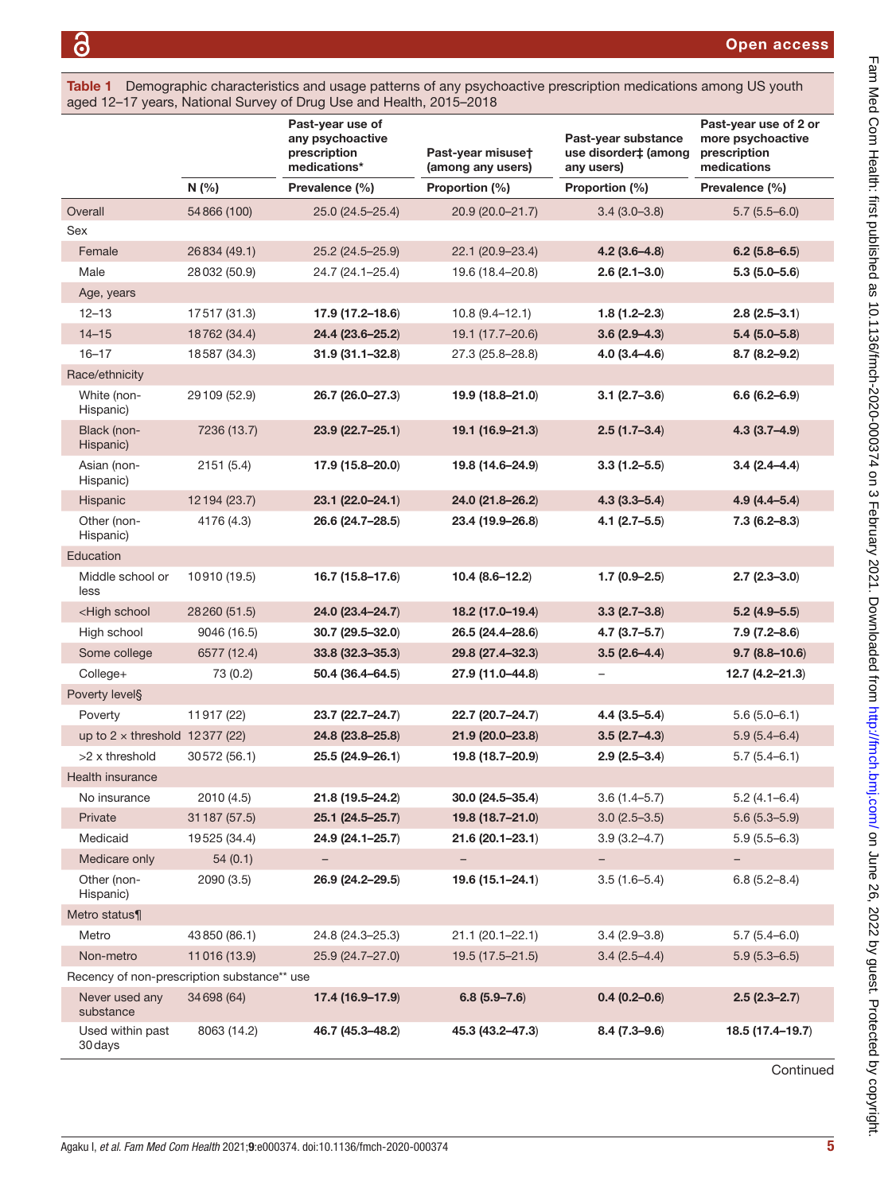**Table 1** Demographic characteristics and usage patterns of any psychoactive prescription medications among US youth aged 12–17 years, National Survey of Drug Use and Health, 2015–2018

| | | Past-year use of any psychoactive prescription medications* | Past-year misuse† (among any users) | Past-year substance use disorder‡ (among any users) | Past-year use of 2 or more psychoactive prescription medications |
|---|---|---|---|---|---|
| | N (%) | Prevalence (%) | Proportion (%) | Proportion (%) | Prevalence (%) |
| Overall | 54 866 (100) | 25.0 (24.5–25.4) | 20.9 (20.0–21.7) | 3.4 (3.0–3.8) | 5.7 (5.5–6.0) |
| Sex | | | | | |
| Female | 26 834 (49.1) | 25.2 (24.5–25.9) | 22.1 (20.9–23.4) | **4.2 (3.6–4.8)** | **6.2 (5.8–6.5)** |
| Male | 28 032 (50.9) | 24.7 (24.1–25.4) | 19.6 (18.4–20.8) | **2.6 (2.1–3.0)** | **5.3 (5.0–5.6)** |
| Age, years | | | | | |
| 12–13 | 17 517 (31.3) | **17.9 (17.2–18.6)** | 10.8 (9.4–12.1) | **1.8 (1.2–2.3)** | **2.8 (2.5–3.1)** |
| 14–15 | 18 762 (34.4) | **24.4 (23.6–25.2)** | 19.1 (17.7–20.6) | **3.6 (2.9–4.3)** | **5.4 (5.0–5.8)** |
| 16–17 | 18 587 (34.3) | **31.9 (31.1–32.8)** | 27.3 (25.8–28.8) | **4.0 (3.4–4.6)** | **8.7 (8.2–9.2)** |
| Race/ethnicity | | | | | |
| White (non-Hispanic) | 29 109 (52.9) | **26.7 (26.0–27.3)** | **19.9 (18.8–21.0)** | **3.1 (2.7–3.6)** | **6.6 (6.2–6.9)** |
| Black (non-Hispanic) | 7236 (13.7) | **23.9 (22.7–25.1)** | **19.1 (16.9–21.3)** | **2.5 (1.7–3.4)** | **4.3 (3.7–4.9)** |
| Asian (non-Hispanic) | 2151 (5.4) | **17.9 (15.8–20.0)** | **19.8 (14.6–24.9)** | **3.3 (1.2–5.5)** | **3.4 (2.4–4.4)** |
| Hispanic | 12 194 (23.7) | **23.1 (22.0–24.1)** | **24.0 (21.8–26.2)** | **4.3 (3.3–5.4)** | **4.9 (4.4–5.4)** |
| Other (non-Hispanic) | 4176 (4.3) | **26.6 (24.7–28.5)** | **23.4 (19.9–26.8)** | **4.1 (2.7–5.5)** | **7.3 (6.2–8.3)** |
| Education | | | | | |
| Middle school or less | 10 910 (19.5) | **16.7 (15.8–17.6)** | **10.4 (8.6–12.2)** | **1.7 (0.9–2.5)** | **2.7 (2.3–3.0)** |
| <High school | 28 260 (51.5) | **24.0 (23.4–24.7)** | **18.2 (17.0–19.4)** | **3.3 (2.7–3.8)** | **5.2 (4.9–5.5)** |
| High school | 9046 (16.5) | **30.7 (29.5–32.0)** | **26.5 (24.4–28.6)** | **4.7 (3.7–5.7)** | **7.9 (7.2–8.6)** |
| Some college | 6577 (12.4) | **33.8 (32.3–35.3)** | **29.8 (27.4–32.3)** | **3.5 (2.6–4.4)** | **9.7 (8.8–10.6)** |
| College+ | 73 (0.2) | **50.4 (36.4–64.5)** | **27.9 (11.0–44.8)** | – | **12.7 (4.2–21.3)** |
| Poverty level§ | | | | | |
| Poverty | 11 917 (22) | **23.7 (22.7–24.7)** | **22.7 (20.7–24.7)** | **4.4 (3.5–5.4)** | 5.6 (5.0–6.1) |
| up to 2 × threshold | 12 377 (22) | **24.8 (23.8–25.8)** | **21.9 (20.0–23.8)** | **3.5 (2.7–4.3)** | 5.9 (5.4–6.4) |
| >2 x threshold | 30 572 (56.1) | **25.5 (24.9–26.1)** | **19.8 (18.7–20.9)** | **2.9 (2.5–3.4)** | 5.7 (5.4–6.1) |
| Health insurance | | | | | |
| No insurance | 2010 (4.5) | **21.8 (19.5–24.2)** | **30.0 (24.5–35.4)** | 3.6 (1.4–5.7) | 5.2 (4.1–6.4) |
| Private | 31 187 (57.5) | **25.1 (24.5–25.7)** | **19.8 (18.7–21.0)** | 3.0 (2.5–3.5) | 5.6 (5.3–5.9) |
| Medicaid | 19 525 (34.4) | **24.9 (24.1–25.7)** | **21.6 (20.1–23.1)** | 3.9 (3.2–4.7) | 5.9 (5.5–6.3) |
| Medicare only | 54 (0.1) | – | – | – | – |
| Other (non-Hispanic) | 2090 (3.5) | **26.9 (24.2–29.5)** | **19.6 (15.1–24.1)** | 3.5 (1.6–5.4) | 6.8 (5.2–8.4) |
| Metro status¶ | | | | | |
| Metro | 43 850 (86.1) | 24.8 (24.3–25.3) | 21.1 (20.1–22.1) | 3.4 (2.9–3.8) | 5.7 (5.4–6.0) |
| Non-metro | 11 016 (13.9) | 25.9 (24.7–27.0) | 19.5 (17.5–21.5) | 3.4 (2.5–4.4) | 5.9 (5.3–6.5) |
| Recency of non-prescription substance** use | | | | | |
| Never used any substance | 34 698 (64) | **17.4 (16.9–17.9)** | **6.8 (5.9–7.6)** | **0.4 (0.2–0.6)** | **2.5 (2.3–2.7)** |
| Used within past 30 days | 8063 (14.2) | **46.7 (45.3–48.2)** | **45.3 (43.2–47.3)** | **8.4 (7.3–9.6)** | **18.5 (17.4–19.7)** |

Continued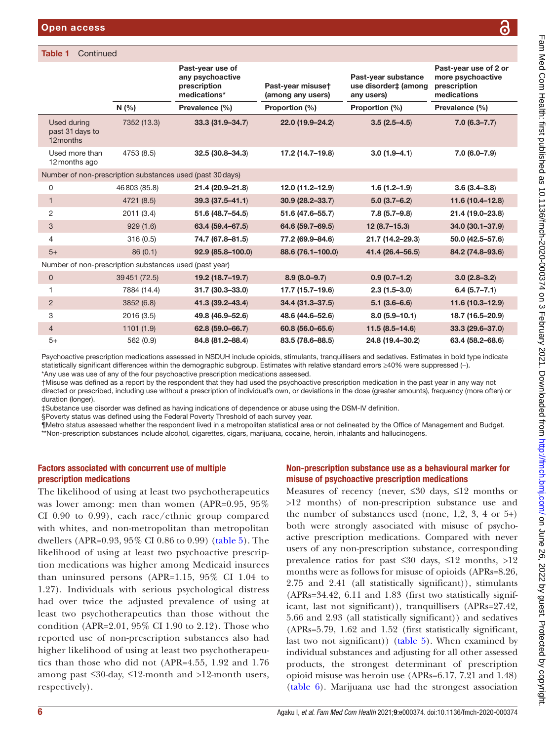**Table 1** Continued

| | N (%) | Past-year use of any psychoactive prescription medications* Prevalence (%) | Past-year misuse† (among any users) Proportion (%) | Past-year substance use disorder‡ (among any users) Proportion (%) | Past-year use of 2 or more psychoactive prescription medications Prevalence (%) |
|---|---|---|---|---|---|
| Used during past 31 days to 12months | 7352 (13.3) | **33.3 (31.9–34.7)** | **22.0 (19.9–24.2)** | **3.5 (2.5–4.5)** | **7.0 (6.3–7.7)** |
| Used more than 12 months ago | 4753 (8.5) | **32.5 (30.8–34.3)** | **17.2 (14.7–19.8)** | **3.0 (1.9–4.1)** | **7.0 (6.0–7.9)** |
| Number of non-prescription substances used (past 30 days) | | | | | |
| 0 | 46 803 (85.8) | **21.4 (20.9–21.8)** | **12.0 (11.2–12.9)** | **1.6 (1.2–1.9)** | **3.6 (3.4–3.8)** |
| 1 | 4721 (8.5) | **39.3 (37.5–41.1)** | **30.9 (28.2–33.7)** | **5.0 (3.7–6.2)** | **11.6 (10.4–12.8)** |
| 2 | 2011 (3.4) | **51.6 (48.7–54.5)** | **51.6 (47.6–55.7)** | **7.8 (5.7–9.8)** | **21.4 (19.0–23.8)** |
| 3 | 929 (1.6) | **63.4 (59.4–67.5)** | **64.6 (59.7–69.5)** | **12 (8.7–15.3)** | **34.0 (30.1–37.9)** |
| 4 | 316 (0.5) | **74.7 (67.8–81.5)** | **77.2 (69.9–84.6)** | **21.7 (14.2–29.3)** | **50.0 (42.5–57.6)** |
| 5+ | 86 (0.1) | **92.9 (85.8–100.0)** | **88.6 (76.1–100.0)** | **41.4 (26.4–56.5)** | **84.2 (74.8–93.6)** |
| Number of non-prescription substances used (past year) | | | | | |
| 0 | 39 451 (72.5) | **19.2 (18.7–19.7)** | **8.9 (8.0–9.7)** | **0.9 (0.7–1.2)** | **3.0 (2.8–3.2)** |
| 1 | 7884 (14.4) | **31.7 (30.3–33.0)** | **17.7 (15.7–19.6)** | **2.3 (1.5–3.0)** | **6.4 (5.7–7.1)** |
| 2 | 3852 (6.8) | **41.3 (39.2–43.4)** | **34.4 (31.3–37.5)** | **5.1 (3.6–6.6)** | **11.6 (10.3–12.9)** |
| 3 | 2016 (3.5) | **49.8 (46.9–52.6)** | **48.6 (44.6–52.6)** | **8.0 (5.9–10.1)** | **18.7 (16.5–20.9)** |
| 4 | 1101 (1.9) | **62.8 (59.0–66.7)** | **60.8 (56.0–65.6)** | **11.5 (8.5–14.6)** | **33.3 (29.6–37.0)** |
| 5+ | 562 (0.9) | **84.8 (81.2–88.4)** | **83.5 (78.6–88.5)** | **24.8 (19.4–30.2)** | **63.4 (58.2–68.6)** |

Psychoactive prescription medications assessed in NSDUH include opioids, stimulants, tranquillisers and sedatives. Estimates in bold type indicate statistically significant differences within the demographic subgroup. Estimates with relative standard errors ≥40% were suppressed (–).
*Any use was use of any of the four psychoactive prescription medications assessed.
†Misuse was defined as a report by the respondent that they had used the psychoactive prescription medication in the past year in any way not directed or prescribed, including use without a prescription of individual's own, or deviations in the dose (greater amounts), frequency (more often) or duration (longer).
‡Substance use disorder was defined as having indications of dependence or abuse using the DSM-IV definition.
§Poverty status was defined using the Federal Poverty Threshold of each survey year.
¶Metro status assessed whether the respondent lived in a metropolitan statistical area or not delineated by the Office of Management and Budget.
**Non-prescription substances include alcohol, cigarettes, cigars, marijuana, cocaine, heroin, inhalants and hallucinogens.

### Factors associated with concurrent use of multiple prescription medications

The likelihood of using at least two psychotherapeutics was lower among: men than women (APR=0.95, 95% CI 0.90 to 0.99), each race/ethnic group compared with whites, and non-metropolitan than metropolitan dwellers (APR=0.93, 95% CI 0.86 to 0.99) (table 5). The likelihood of using at least two psychoactive prescription medications was higher among Medicaid insurees than uninsured persons (APR=1.15, 95% CI 1.04 to 1.27). Individuals with serious psychological distress had over twice the adjusted prevalence of using at least two psychotherapeutics than those without the condition (APR=2.01, 95% CI 1.90 to 2.12). Those who reported use of non-prescription substances also had higher likelihood of using at least two psychotherapeutics than those who did not (APR=4.55, 1.92 and 1.76 among past ≤30-day, ≤12-month and >12-month users, respectively).

### Non-prescription substance use as a behavioural marker for misuse of psychoactive prescription medications

Measures of recency (never, ≤30 days, ≤12 months or >12 months) of non-prescription substance use and the number of substances used (none, 1,2, 3, 4 or 5+) both were strongly associated with misuse of psychoactive prescription medications. Compared with never users of any non-prescription substance, corresponding prevalence ratios for past ≤30 days, ≤12 months, >12 months were as follows for misuse of opioids (APRs=8.26, 2.75 and 2.41 (all statistically significant)), stimulants (APRs=34.42, 6.11 and 1.83 (first two statistically significant, last not significant)), tranquillisers (APRs=27.42, 5.66 and 2.93 (all statistically significant)) and sedatives (APRs=5.79, 1.62 and 1.52 (first statistically significant, last two not significant)) (table 5). When examined by individual substances and adjusting for all other assessed products, the strongest determinant of prescription opioid misuse was heroin use (APRs=6.17, 7.21 and 1.48) (table 6). Marijuana use had the strongest association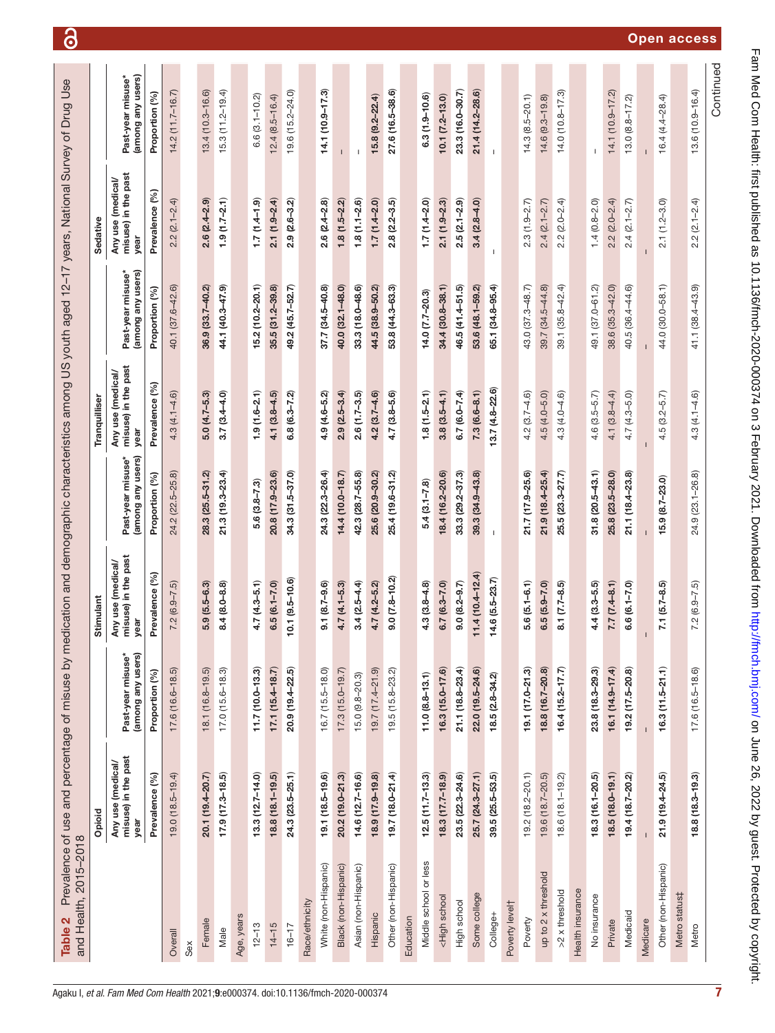**Table 2** Prevalence of use and percentage of misuse by medication and demographic characteristics among US youth aged 12–17 years, National Survey of Drug Use and Health, 2015–2018

| | Opioid | | Stimulant | | Tranquilliser | | Sedative | |
|---|---|---|---|---|---|---|---|---|
| | Any use (medical/ misuse) in the past year | Past-year misuse* (among any users) | Any use (medical/ misuse) in the past year | Past-year misuse* (among any users) | Any use (medical/ misuse) in the past year | Past-year misuse* (among any users) | Any use (medical/ misuse) in the past year | Past-year misuse* (among any users) |
| | Prevalence (%) | Proportion (%) | Prevalence (%) | Proportion (%) | Prevalence (%) | Proportion (%) | Prevalence (%) | Proportion (%) |
| Overall | 19.0 (18.5–19.4) | 17.6 (16.6–18.5) | 7.2 (6.9–7.5) | 24.2 (22.5–25.8) | 4.3 (4.1–4.6) | 40.1 (37.6–42.6) | 2.2 (2.1–2.4) | 14.2 (11.7–16.7) |
| Sex | | | | | | | | |
| Female | **20.1 (19.4–20.7)** | 18.1 (16.8–19.5) | **5.9 (5.5–6.3)** | **28.3 (25.5–31.2)** | **5.0 (4.7–5.3)** | **36.9 (33.7–40.2)** | **2.6 (2.4–2.9)** | 13.4 (10.3–16.6) |
| Male | **17.9 (17.3–18.5)** | 17.0 (15.6–18.3) | **8.4 (8.0–8.8)** | **21.3 (19.3–23.4)** | **3.7 (3.4–4.0)** | **44.1 (40.3–47.9)** | **1.9 (1.7–2.1)** | 15.3 (11.2–19.4) |
| Age, years | | | | | | | | |
| 12–13 | **13.3 (12.7–14.0)** | **11.7 (10.0–13.3)** | **4.7 (4.3–5.1)** | **5.6 (3.8–7.3)** | **1.9 (1.6–2.1)** | **15.2 (10.2–20.1)** | **1.7 (1.4–1.9)** | 6.6 (3.1–10.2) |
| 14–15 | **18.8 (18.1–19.5)** | **17.1 (15.4–18.7)** | **6.5 (6.1–7.0)** | **20.8 (17.9–23.6)** | **4.1 (3.8–4.5)** | **35.5 (31.2–39.8)** | **2.1 (1.9–2.4)** | 12.4 (8.5–16.4) |
| 16–17 | **24.3 (23.5–25.1)** | **20.9 (19.4–22.5)** | **10.1 (9.5–10.6)** | **34.3 (31.5–37.0)** | **6.8 (6.3–7.2)** | **49.2 (45.7–52.7)** | **2.9 (2.6–3.2)** | 19.6 (15.2–24.0) |
| Race/ethnicity | | | | | | | | |
| White (non-Hispanic) | **19.1 (18.5–19.6)** | 16.7 (15.5–18.0) | **9.1 (8.7–9.6)** | **24.3 (22.3–26.4)** | **4.9 (4.6–5.2)** | **37.7 (34.5–40.8)** | **2.6 (2.4–2.8)** | **14.1 (10.9–17.3)** |
| Black (non-Hispanic) | **20.2 (19.0–21.3)** | 17.3 (15.0–19.7) | **4.7 (4.1–5.3)** | **14.4 (10.0–18.7)** | **2.9 (2.5–3.4)** | **40.0 (32.1–48.0)** | **1.8 (1.5–2.2)** | – |
| Asian (non-Hispanic) | **14.6 (12.7–16.6)** | 15.0 (9.8–20.3) | **3.4 (2.5–4.4)** | **42.3 (28.7–55.8)** | **2.6 (1.7–3.5)** | **33.3 (18.0–48.6)** | **1.8 (1.1–2.6)** | – |
| Hispanic | **18.9 (17.9–19.8)** | 19.7 (17.4–21.9) | **4.7 (4.2–5.2)** | **25.6 (20.9–30.2)** | **4.2 (3.7–4.6)** | **44.5 (38.9–50.2)** | **1.7 (1.4–2.0)** | **15.8 (9.2–22.4)** |
| Other (non-Hispanic) | **19.7 (18.0–21.4)** | 19.5 (15.8–23.2) | **9.0 (7.8–10.2)** | **25.4 (19.6–31.2)** | **4.7 (3.8–5.6)** | **53.8 (44.3–63.3)** | **2.8 (2.2–3.5)** | **27.6 (16.5–38.6)** |
| Education | | | | | | | | |
| Middle school or less | **12.5 (11.7–13.3)** | **11.0 (8.8–13.1)** | **4.3 (3.8–4.8)** | **5.4 (3.1–7.8)** | **1.8 (1.5–2.1)** | **14.0 (7.7–20.3)** | **1.7 (1.4–2.0)** | **6.3 (1.9–10.6)** |
| <High school | **18.3 (17.7–18.9)** | **16.3 (15.0–17.6)** | **6.7 (6.3–7.0)** | **18.4 (16.2–20.6)** | **3.8 (3.5–4.1)** | **34.4 (30.8–38.1)** | **2.1 (1.9–2.3)** | **10.1 (7.2–13.0)** |
| High school | **23.5 (22.3–24.6)** | **21.1 (18.8–23.4)** | **9.0 (8.2–9.7)** | **33.3 (29.2–37.3)** | **6.7 (6.0–7.4)** | **46.5 (41.4–51.5)** | **2.5 (2.1–2.9)** | **23.3 (16.0–30.7)** |
| Some college | **25.7 (24.3–27.1)** | **22.0 (19.5–24.6)** | **11.4 (10.4–12.4)** | **39.3 (34.9–43.8)** | **7.3 (6.6–8.1)** | **53.6 (48.1–59.2)** | **3.4 (2.8–4.0)** | **21.4 (14.2–28.6)** |
| College+ | **39.5 (25.5–53.5)** | **18.5 (2.8–34.2)** | **14.6 (5.5–23.7)** | – | **13.7 (4.8–22.6)** | **65.1 (34.8–95.4)** | – | – |
| Poverty level† | | | | | | | | |
| Poverty | 19.2 (18.2–20.1) | **19.1 (17.0–21.3)** | **5.6 (5.1–6.1)** | 21.7 (17.9–25.6) | 4.2 (3.7–4.6) | 43.0 (37.3–48.7) | 2.3 (1.9–2.7) | 14.3 (8.5–20.1) |
| up to 2 x threshold | 19.6 (18.7–20.5) | **18.8 (16.7–20.8)** | **6.5 (5.9–7.0)** | 21.9 (18.4–25.4) | 4.5 (4.0–5.0) | 39.7 (34.5–44.8) | 2.4 (2.1–2.7) | 14.6 (9.3–19.8) |
| >2 x threshold | 18.6 (18.1–19.2) | **16.4 (15.2–17.7)** | **8.1 (7.7–8.5)** | 25.5 (23.3–27.7) | 4.3 (4.0–4.6) | 39.1 (35.8–42.4) | 2.2 (2.0–2.4) | 14.0 (10.8–17.3) |
| Health insurance | | | | | | | | |
| No insurance | **18.3 (16.1–20.5)** | **23.8 (18.3–29.3)** | **4.4 (3.3–5.5)** | **31.8 (20.5–43.1)** | 4.6 (3.5–5.7) | 49.1 (37.0–61.2) | 1.4 (0.8–2.0) | – |
| Private | **18.5 (18.0–19.1)** | **16.1 (14.9–17.4)** | **7.7 (7.4–8.1)** | **25.8 (23.5–28.0)** | 4.1 (3.8–4.4) | 38.6 (35.3–42.0) | 2.2 (2.0–2.4) | 14.1 (10.9–17.2) |
| Medicaid | **19.4 (18.7–20.2)** | **19.2 (17.5–20.8)** | **6.6 (6.1–7.0)** | **21.1 (18.4–23.8)** | 4.7 (4.3–5.0) | 40.5 (36.4–44.6) | 2.4 (2.1–2.7) | 13.0 (8.8–17.2) |
| Medicare | – | – | – | – | – | – | – | – |
| Other (non-Hispanic) | **21.9 (19.4–24.5)** | **16.3 (11.5–21.1)** | **7.1 (5.7–8.5)** | **15.9 (8.7–23.0)** | 4.5 (3.2–5.7) | 44.0 (30.0–58.1) | 2.1 (1.2–3.0) | 16.4 (4.4–28.4) |
| Metro status‡ | | | | | | | | |
| Metro | **18.8 (18.3–19.3)** | 17.6 (16.5–18.6) | 7.2 (6.9–7.5) | 24.9 (23.1–26.8) | 4.3 (4.1–4.6) | 41.1 (38.4–43.9) | 2.2 (2.1–2.4) | 13.6 (10.9–16.4) |

Continued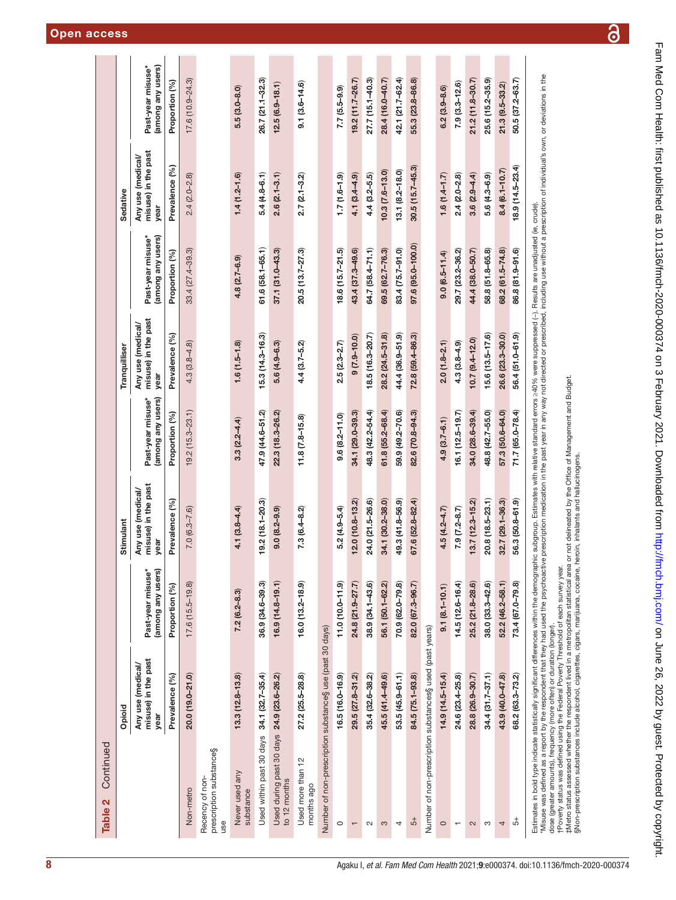**Table 2 Continued**

| | Opioid | | Stimulant | | Tranquilliser | | Sedative | |
|---|---|---|---|---|---|---|---|---|
| | Any use (medical/misuse) in the past year | Past-year misuse* (among any users) | Any use (medical/misuse) in the past year | Past-year misuse* (among any users) | Any use (medical/misuse) in the past year | Past-year misuse* (among any users) | Any use (medical/misuse) in the past year | Past-year misuse* (among any users) |
| | Prevalence (%) | Proportion (%) | Prevalence (%) | Proportion (%) | Prevalence (%) | Proportion (%) | Prevalence (%) | Proportion (%) |
| Non-metro | **20.0 (19.0–21.0)** | 17.6 (15.5–19.8) | 7.0 (6.3–7.6) | 19.2 (15.3–23.1) | 4.3 (3.8–4.8) | 33.4 (27.4–39.3) | 2.4 (2.0–2.8) | 17.6 (10.9–24.3) |
| Recency of non-prescription substance§ use | | | | | | | | |
| Never used any substance | **13.3 (12.8–13.8)** | **7.2 (6.2–8.3)** | **4.1 (3.8–4.4)** | **3.3 (2.2–4.4)** | **1.6 (1.5–1.8)** | **4.8 (2.7–6.9)** | **1.4 (1.2–1.6)** | **5.5 (3.0–8.0)** |
| Used within past 30 days | **34.1 (32.7–35.4)** | **36.9 (34.6–39.3)** | **19.2 (18.1–20.3)** | **47.9 (44.6–51.2)** | **15.3 (14.3–16.3)** | **61.6 (58.1–65.1)** | **5.4 (4.8–6.1)** | **26.7 (21.1–32.3)** |
| Used during past 30 days to 12 months | **24.9 (23.6–26.2)** | **16.9 (14.8–19.1)** | **9.0 (8.2–9.9)** | **22.3 (18.3–26.2)** | **5.6 (4.9–6.3)** | **37.1 (31.0–43.3)** | **2.6 (2.1–3.1)** | **12.5 (6.9–18.1)** |
| Used more than 12 months ago | **27.2 (25.5–28.8)** | **16.0 (13.2–18.9)** | **7.3 (6.4–8.2)** | **11.8 (7.8–15.8)** | **4.4 (3.7–5.2)** | **20.5 (13.7–27.3)** | **2.7 (2.1–3.2)** | **9.1 (3.6–14.6)** |
| Number of non-prescription substances§ use (past 30 days) | | | | | | | | |
| 0 | **16.5 (16.0–16.9)** | **11.0 (10.0–11.9)** | **5.2 (4.9–5.4)** | **9.6 (8.2–11.0)** | **2.5 (2.3–2.7)** | **18.6 (15.7–21.5)** | **1.7 (1.6–1.9)** | **7.7 (5.5–9.9)** |
| 1 | **29.5 (27.8–31.2)** | **24.8 (21.9–27.7)** | **12.0 (10.8–13.2)** | **34.1 (29.0–39.3)** | **9 (7.9–10.0)** | **43.4 (37.3–49.6)** | **4.1 (3.4–4.9)** | **19.2 (11.7–26.7)** |
| 2 | **35.4 (32.6–38.2)** | **38.9 (34.1–43.6)** | **24.0 (21.5–26.6)** | **48.3 (42.2–54.4)** | **18.5 (16.3–20.7)** | **64.7 (58.4–71.1)** | **4.4 (3.2–5.5)** | **27.7 (15.1–40.3)** |
| 3 | **45.5 (41.4–49.6)** | **56.1 (50.1–62.2)** | **34.1 (30.2–38.0)** | **61.8 (55.2–68.4)** | **28.2 (24.5–31.8)** | **69.5 (62.7–76.3)** | **10.3 (7.6–13.0)** | **28.4 (16.0–40.7)** |
| 4 | **53.5 (45.9–61.1)** | **70.9 (62.0–79.8)** | **49.3 (41.8–56.9)** | **59.9 (49.2–70.6)** | **44.4 (36.9–51.9)** | **83.4 (75.7–91.0)** | **13.1 (8.2–18.0)** | **42.1 (21.7–62.4)** |
| 5+ | **84.5 (75.1–93.8)** | **82.0 (67.3–96.7)** | **67.6 (52.8–82.4)** | **82.6 (70.8–94.3)** | **72.8 (59.4–86.3)** | **97.6 (95.0–100.0)** | **30.5 (15.7–45.3)** | **55.3 (23.8–86.8)** |
| Number of non-prescription substances§ used (past years) | | | | | | | | |
| 0 | **14.9 (14.5–15.4)** | **9.1 (8.1–10.1)** | **4.5 (4.2–4.7)** | **4.9 (3.7–6.1)** | **2.0 (1.8–2.1)** | **9.0 (6.5–11.4)** | **1.6 (1.4–1.7)** | **6.2 (3.9–8.6)** |
| 1 | **24.6 (23.4–25.8)** | **14.5 (12.6–16.4)** | **7.9 (7.2–8.7)** | **16.1 (12.5–19.7)** | **4.3 (3.8–4.9)** | **29.7 (23.2–36.2)** | **2.4 (2.0–2.8)** | **7.9 (3.3–12.6)** |
| 2 | **28.8 (26.9–30.7)** | **25.2 (21.8–28.6)** | **13.7 (12.3–15.2)** | **34.0 (28.6–39.4)** | **10.7 (9.4–12.0)** | **44.4 (38.0–50.7)** | **3.6 (2.9–4.4)** | **21.2 (11.8–30.7)** |
| 3 | **34.4 (31.7–37.1)** | **38.0 (33.3–42.6)** | **20.8 (18.5–23.1)** | **48.8 (42.7–55.0)** | **15.6 (13.5–17.6)** | **58.8 (51.8–65.8)** | **5.6 (4.3–6.9)** | **25.6 (15.2–35.9)** |
| 4 | **43.9 (40.0–47.8)** | **52.2 (46.2–58.1)** | **32.7 (29.1–36.3)** | **57.3 (50.6–64.0)** | **26.6 (23.3–30.0)** | **68.2 (61.5–74.8)** | **8.4 (6.1–10.7)** | **21.3 (9.5–33.2)** |
| 5+ | **68.2 (63.3–73.2)** | **73.4 (67.0–79.8)** | **56.3 (50.8–61.9)** | **71.7 (65.0–78.4)** | **56.4 (51.0–61.9)** | **86.8 (81.9–91.6)** | **18.9 (14.5–23.4)** | **50.5 (37.2–63.7)** |

Estimates in bold type indicate statistically significant differences within the demographic subgroup. Estimates with relative standard errors ≥40% were suppressed (-). Results are unadjusted (ie, crude).
*Misuse was defined as a report by the respondent that they had used the psychoactive prescription medication in the past year in any way not directed or prescribed, including use without a prescription of individual's own, or deviations in the dose (greater amounts), frequency (more often) or duration (longer).
†Poverty status was defined using the Federal Poverty Threshold of each survey year.
‡Metro status assessed whether the respondent lived in a metropolitan statistical area or not delineated by the Office of Management and Budget.
§Non-prescription substances include alcohol, cigarettes, cigars, marijuana, cocaine, heroin, inhalants and hallucinogens.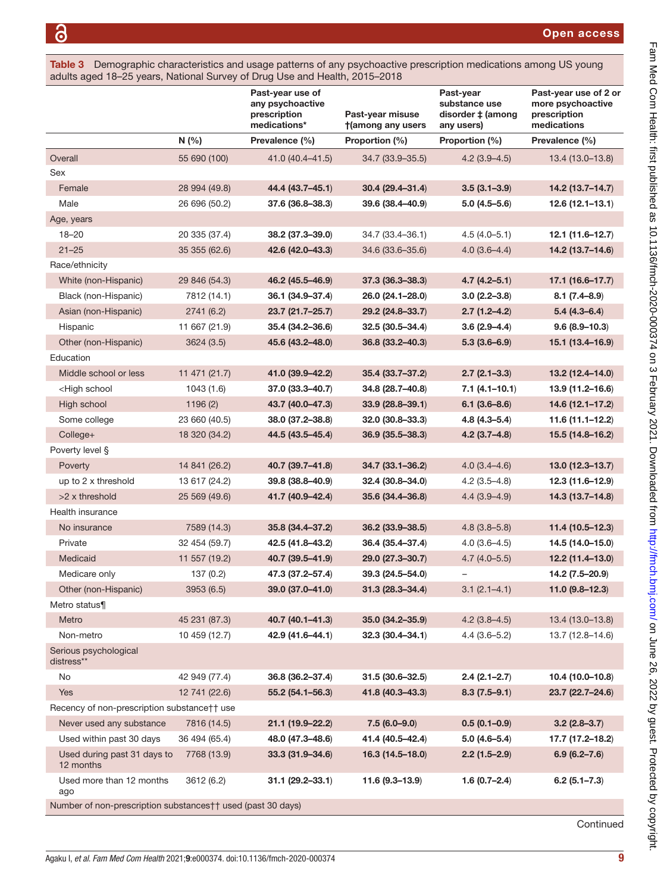**Table 3** Demographic characteristics and usage patterns of any psychoactive prescription medications among US young adults aged 18–25 years, National Survey of Drug Use and Health, 2015–2018

| | | Past-year use of any psychoactive prescription medications* | Past-year misuse †(among any users | Past-year substance use disorder ‡ (among any users) | Past-year use of 2 or more psychoactive prescription medications |
|---|---|---|---|---|---|
| | **N (%)** | **Prevalence (%)** | **Proportion (%)** | **Proportion (%)** | **Prevalence (%)** |
| Overall | 55 690 (100) | 41.0 (40.4–41.5) | 34.7 (33.9–35.5) | 4.2 (3.9–4.5) | 13.4 (13.0–13.8) |
| Sex | | | | | |
| Female | 28 994 (49.8) | **44.4 (43.7–45.1)** | **30.4 (29.4–31.4)** | **3.5 (3.1–3.9)** | **14.2 (13.7–14.7)** |
| Male | 26 696 (50.2) | **37.6 (36.8–38.3)** | **39.6 (38.4–40.9)** | **5.0 (4.5–5.6)** | **12.6 (12.1–13.1)** |
| Age, years | | | | | |
| 18–20 | 20 335 (37.4) | **38.2 (37.3–39.0)** | 34.7 (33.4–36.1) | 4.5 (4.0–5.1) | **12.1 (11.6–12.7)** |
| 21–25 | 35 355 (62.6) | **42.6 (42.0–43.3)** | 34.6 (33.6–35.6) | 4.0 (3.6–4.4) | **14.2 (13.7–14.6)** |
| Race/ethnicity | | | | | |
| White (non-Hispanic) | 29 846 (54.3) | **46.2 (45.5–46.9)** | **37.3 (36.3–38.3)** | **4.7 (4.2–5.1)** | **17.1 (16.6–17.7)** |
| Black (non-Hispanic) | 7812 (14.1) | **36.1 (34.9–37.4)** | **26.0 (24.1–28.0)** | **3.0 (2.2–3.8)** | **8.1 (7.4–8.9)** |
| Asian (non-Hispanic) | 2741 (6.2) | **23.7 (21.7–25.7)** | **29.2 (24.8–33.7)** | **2.7 (1.2–4.2)** | **5.4 (4.3–6.4)** |
| Hispanic | 11 667 (21.9) | **35.4 (34.2–36.6)** | **32.5 (30.5–34.4)** | **3.6 (2.9–4.4)** | **9.6 (8.9–10.3)** |
| Other (non-Hispanic) | 3624 (3.5) | **45.6 (43.2–48.0)** | **36.8 (33.2–40.3)** | **5.3 (3.6–6.9)** | **15.1 (13.4–16.9)** |
| Education | | | | | |
| Middle school or less | 11 471 (21.7) | **41.0 (39.9–42.2)** | **35.4 (33.7–37.2)** | **2.7 (2.1–3.3)** | **13.2 (12.4–14.0)** |
| <High school | 1043 (1.6) | **37.0 (33.3–40.7)** | **34.8 (28.7–40.8)** | **7.1 (4.1–10.1)** | **13.9 (11.2–16.6)** |
| High school | 1196 (2) | **43.7 (40.0–47.3)** | **33.9 (28.8–39.1)** | **6.1 (3.6–8.6)** | **14.6 (12.1–17.2)** |
| Some college | 23 660 (40.5) | **38.0 (37.2–38.8)** | **32.0 (30.8–33.3)** | **4.8 (4.3–5.4)** | **11.6 (11.1–12.2)** |
| College+ | 18 320 (34.2) | **44.5 (43.5–45.4)** | **36.9 (35.5–38.3)** | **4.2 (3.7–4.8)** | **15.5 (14.8–16.2)** |
| Poverty level § | | | | | |
| Poverty | 14 841 (26.2) | **40.7 (39.7–41.8)** | **34.7 (33.1–36.2)** | 4.0 (3.4–4.6) | **13.0 (12.3–13.7)** |
| up to 2 x threshold | 13 617 (24.2) | **39.8 (38.8–40.9)** | **32.4 (30.8–34.0)** | 4.2 (3.5–4.8) | **12.3 (11.6–12.9)** |
| >2 x threshold | 25 569 (49.6) | **41.7 (40.9–42.4)** | **35.6 (34.4–36.8)** | 4.4 (3.9–4.9) | **14.3 (13.7–14.8)** |
| Health insurance | | | | | |
| No insurance | 7589 (14.3) | **35.8 (34.4–37.2)** | **36.2 (33.9–38.5)** | 4.8 (3.8–5.8) | **11.4 (10.5–12.3)** |
| Private | 32 454 (59.7) | **42.5 (41.8–43.2)** | **36.4 (35.4–37.4)** | 4.0 (3.6–4.5) | **14.5 (14.0–15.0)** |
| Medicaid | 11 557 (19.2) | **40.7 (39.5–41.9)** | **29.0 (27.3–30.7)** | 4.7 (4.0–5.5) | **12.2 (11.4–13.0)** |
| Medicare only | 137 (0.2) | **47.3 (37.2–57.4)** | **39.3 (24.5–54.0)** | – | **14.2 (7.5–20.9)** |
| Other (non-Hispanic) | 3953 (6.5) | **39.0 (37.0–41.0)** | **31.3 (28.3–34.4)** | 3.1 (2.1–4.1) | **11.0 (9.8–12.3)** |
| Metro status¶ | | | | | |
| Metro | 45 231 (87.3) | **40.7 (40.1–41.3)** | **35.0 (34.2–35.9)** | 4.2 (3.8–4.5) | 13.4 (13.0–13.8) |
| Non-metro | 10 459 (12.7) | **42.9 (41.6–44.1)** | **32.3 (30.4–34.1)** | 4.4 (3.6–5.2) | 13.7 (12.8–14.6) |
| Serious psychological distress** | | | | | |
| No | 42 949 (77.4) | **36.8 (36.2–37.4)** | **31.5 (30.6–32.5)** | **2.4 (2.1–2.7)** | **10.4 (10.0–10.8)** |
| Yes | 12 741 (22.6) | **55.2 (54.1–56.3)** | **41.8 (40.3–43.3)** | **8.3 (7.5–9.1)** | **23.7 (22.7–24.6)** |
| Recency of non-prescription substance†† use | | | | | |
| Never used any substance | 7816 (14.5) | **21.1 (19.9–22.2)** | **7.5 (6.0–9.0)** | **0.5 (0.1–0.9)** | **3.2 (2.8–3.7)** |
| Used within past 30 days | 36 494 (65.4) | **48.0 (47.3–48.6)** | **41.4 (40.5–42.4)** | **5.0 (4.6–5.4)** | **17.7 (17.2–18.2)** |
| Used during past 31 days to 12 months | 7768 (13.9) | **33.3 (31.9–34.6)** | **16.3 (14.5–18.0)** | **2.2 (1.5–2.9)** | **6.9 (6.2–7.6)** |
| Used more than 12 months ago | 3612 (6.2) | **31.1 (29.2–33.1)** | **11.6 (9.3–13.9)** | **1.6 (0.7–2.4)** | **6.2 (5.1–7.3)** |
| Number of non-prescription substances†† used (past 30 days) | | | | | |

Continued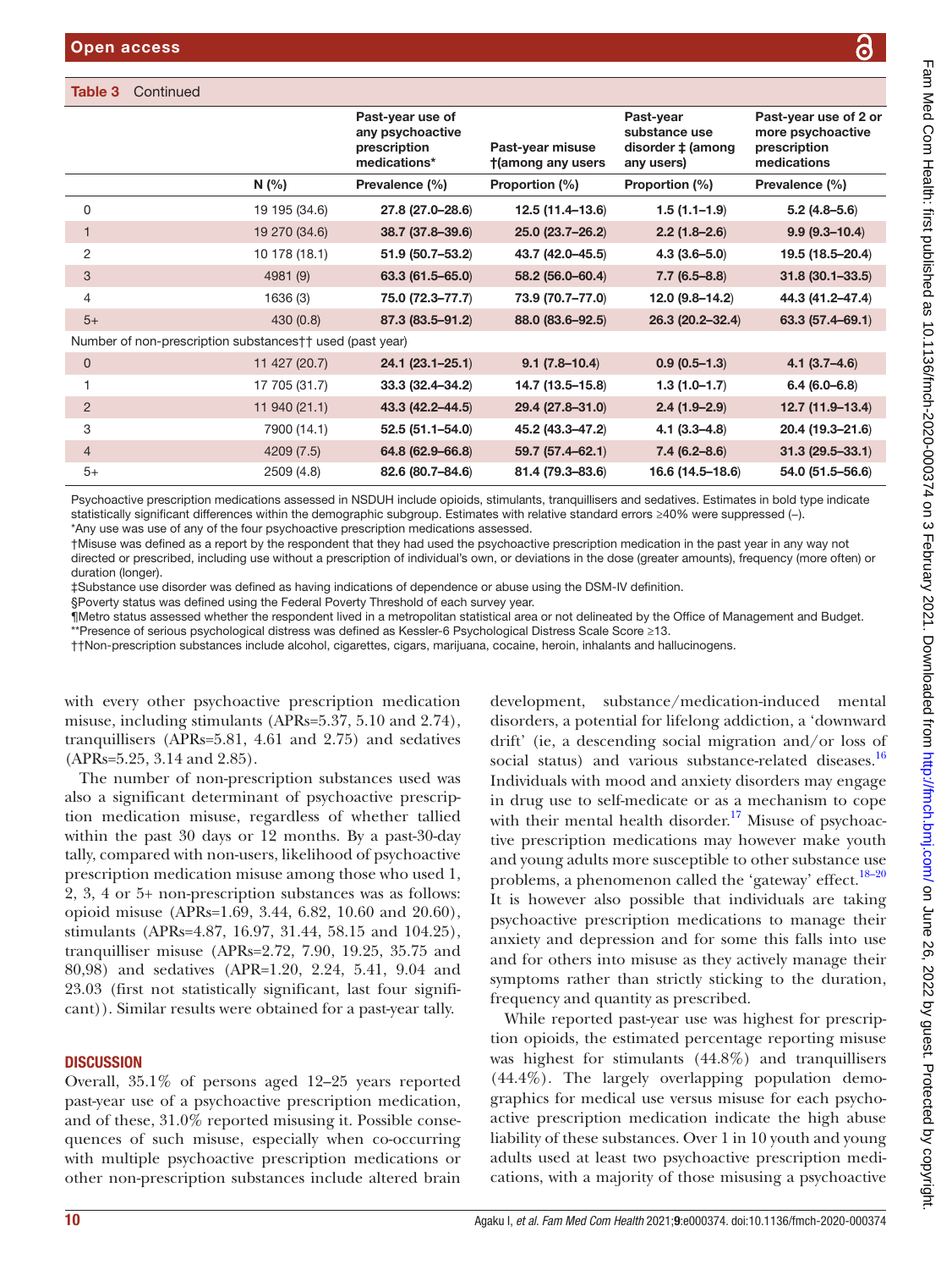**Table 3** Continued

| | N (%) | Past-year use of any psychoactive prescription medications* Prevalence (%) | Past-year misuse †(among any users Proportion (%) | Past-year substance use disorder ‡ (among any users) Proportion (%) | Past-year use of 2 or more psychoactive prescription medications Prevalence (%) |
|---|---|---|---|---|---|
| 0 | 19 195 (34.6) | **27.8 (27.0–28.6)** | **12.5 (11.4–13.6)** | **1.5 (1.1–1.9)** | **5.2 (4.8–5.6)** |
| 1 | 19 270 (34.6) | **38.7 (37.8–39.6)** | **25.0 (23.7–26.2)** | **2.2 (1.8–2.6)** | **9.9 (9.3–10.4)** |
| 2 | 10 178 (18.1) | **51.9 (50.7–53.2)** | **43.7 (42.0–45.5)** | **4.3 (3.6–5.0)** | **19.5 (18.5–20.4)** |
| 3 | 4981 (9) | **63.3 (61.5–65.0)** | **58.2 (56.0–60.4)** | **7.7 (6.5–8.8)** | **31.8 (30.1–33.5)** |
| 4 | 1636 (3) | **75.0 (72.3–77.7)** | **73.9 (70.7–77.0)** | **12.0 (9.8–14.2)** | **44.3 (41.2–47.4)** |
| 5+ | 430 (0.8) | **87.3 (83.5–91.2)** | **88.0 (83.6–92.5)** | **26.3 (20.2–32.4)** | **63.3 (57.4–69.1)** |
| Number of non-prescription substances†† used (past year) | | | | | |
| 0 | 11 427 (20.7) | **24.1 (23.1–25.1)** | **9.1 (7.8–10.4)** | **0.9 (0.5–1.3)** | **4.1 (3.7–4.6)** |
| 1 | 17 705 (31.7) | **33.3 (32.4–34.2)** | **14.7 (13.5–15.8)** | **1.3 (1.0–1.7)** | **6.4 (6.0–6.8)** |
| 2 | 11 940 (21.1) | **43.3 (42.2–44.5)** | **29.4 (27.8–31.0)** | **2.4 (1.9–2.9)** | **12.7 (11.9–13.4)** |
| 3 | 7900 (14.1) | **52.5 (51.1–54.0)** | **45.2 (43.3–47.2)** | **4.1 (3.3–4.8)** | **20.4 (19.3–21.6)** |
| 4 | 4209 (7.5) | **64.8 (62.9–66.8)** | **59.7 (57.4–62.1)** | **7.4 (6.2–8.6)** | **31.3 (29.5–33.1)** |
| 5+ | 2509 (4.8) | **82.6 (80.7–84.6)** | **81.4 (79.3–83.6)** | **16.6 (14.5–18.6)** | **54.0 (51.5–56.6)** |

Psychoactive prescription medications assessed in NSDUH include opioids, stimulants, tranquillisers and sedatives. Estimates in bold type indicate statistically significant differences within the demographic subgroup. Estimates with relative standard errors ≥40% were suppressed (–).
*Any use was use of any of the four psychoactive prescription medications assessed.
†Misuse was defined as a report by the respondent that they had used the psychoactive prescription medication in the past year in any way not directed or prescribed, including use without a prescription of individual's own, or deviations in the dose (greater amounts), frequency (more often) or duration (longer).
‡Substance use disorder was defined as having indications of dependence or abuse using the DSM-IV definition.
§Poverty status was defined using the Federal Poverty Threshold of each survey year.
¶Metro status assessed whether the respondent lived in a metropolitan statistical area or not delineated by the Office of Management and Budget.
**Presence of serious psychological distress was defined as Kessler-6 Psychological Distress Scale Score ≥13.
††Non-prescription substances include alcohol, cigarettes, cigars, marijuana, cocaine, heroin, inhalants and hallucinogens.

with every other psychoactive prescription medication misuse, including stimulants (APRs=5.37, 5.10 and 2.74), tranquillisers (APRs=5.81, 4.61 and 2.75) and sedatives (APRs=5.25, 3.14 and 2.85).

The number of non-prescription substances used was also a significant determinant of psychoactive prescription medication misuse, regardless of whether tallied within the past 30 days or 12 months. By a past-30-day tally, compared with non-users, likelihood of psychoactive prescription medication misuse among those who used 1, 2, 3, 4 or 5+ non-prescription substances was as follows: opioid misuse (APRs=1.69, 3.44, 6.82, 10.60 and 20.60), stimulants (APRs=4.87, 16.97, 31.44, 58.15 and 104.25), tranquilliser misuse (APRs=2.72, 7.90, 19.25, 35.75 and 80,98) and sedatives (APR=1.20, 2.24, 5.41, 9.04 and 23.03 (first not statistically significant, last four significant)). Similar results were obtained for a past-year tally.

## DISCUSSION

Overall, 35.1% of persons aged 12–25 years reported past-year use of a psychoactive prescription medication, and of these, 31.0% reported misusing it. Possible consequences of such misuse, especially when co-occurring with multiple psychoactive prescription medications or other non-prescription substances include altered brain development, substance/medication-induced mental disorders, a potential for lifelong addiction, a 'downward drift' (ie, a descending social migration and/or loss of social status) and various substance-related diseases.[16] Individuals with mood and anxiety disorders may engage in drug use to self-medicate or as a mechanism to cope with their mental health disorder.[17] Misuse of psychoactive prescription medications may however make youth and young adults more susceptible to other substance use problems, a phenomenon called the 'gateway' effect.[18–20] It is however also possible that individuals are taking psychoactive prescription medications to manage their anxiety and depression and for some this falls into use and for others into misuse as they actively manage their symptoms rather than strictly sticking to the duration, frequency and quantity as prescribed.

While reported past-year use was highest for prescription opioids, the estimated percentage reporting misuse was highest for stimulants (44.8%) and tranquillisers (44.4%). The largely overlapping population demographics for medical use versus misuse for each psychoactive prescription medication indicate the high abuse liability of these substances. Over 1 in 10 youth and young adults used at least two psychoactive prescription medications, with a majority of those misusing a psychoactive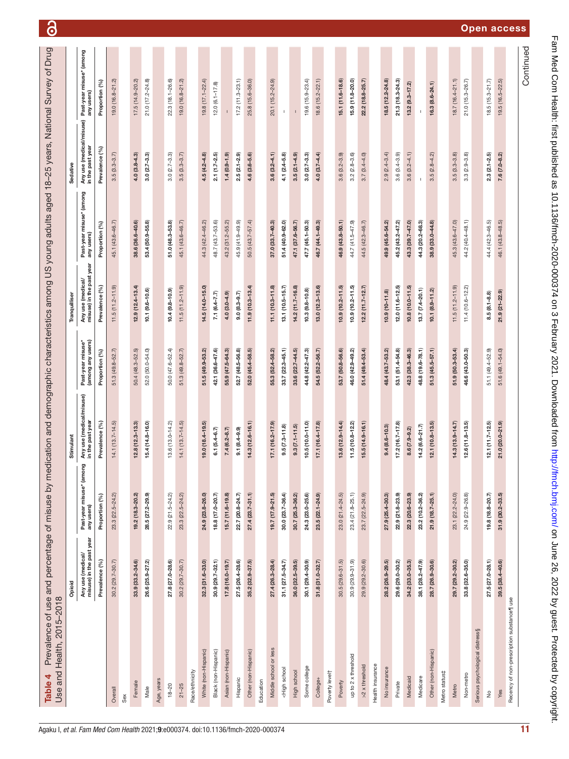**Table 4** Prevalence of use and percentage of misuse by medication and demographic characteristics among US young adults aged 18–25 years, National Survey of Drug Use and Health, 2015–2018

| | Opioid | | Stimulant | | Tranquilliser | | Sedative | |
|---|---|---|---|---|---|---|---|---|
| | Any use (medical/misuse) in the past year | Past-year misuse* (among any users) | Any use (medical/misuse) in the past year | Past-year misuse* (among any users) | Any use (medical/misuse) in the past year | Past-year misuse* (among any users) | Any use (medical/misuse) in the past year | Past-year misuse* (among any users) |
| | Prevalence (%) | Proportion (%) | Prevalence (%) | Proportion (%) | Prevalence (%) | Proportion (%) | Prevalence (%) | Proportion (%) |
| Overall | 30.2 (29.7–30.7) | 23.3 (22.5–24.2) | 14.1 (13.7–14.5) | 51.3 (49.8–52.7) | 11.5 (11.2–11.9) | 45.1 (43.6–46.7) | 3.5 (3.3–3.7) | 19.0 (16.8–21.2) |
| Sex | | | | | | | | |
| Female | **33.9 (33.2–34.6)** | **19.2 (18.3–20.2)** | **12.8 (12.3–13.3)** | 50.4 (48.3–52.5) | **12.9 (12.4–13.4)** | **38.6 (36.6–40.6)** | **4.0 (3.8–4.3)** | 17.5 (14.9–20.2) |
| Male | 26.6 (25.9–27.2) | **28.5 (27.2–29.9)** | **15.4 (14.8–16.0)** | 52.0 (50.0–54.0) | **10.1 (9.6–10.6)** | **53.4 (50.9–55.8)** | **3.0 (2.7–3.3)** | 21.0 (17.2–24.8) |
| Age, years | | | | | | | | |
| 18–20 | 27.8 (27.0–28.6) | 22.9 (21.5–24.2) | 13.6 (13.0–14.2) | 50.0 (47.6–52.4) | **10.4 (9.8–10.9)** | **51.0 (48.3–53.8)** | 3.0 (2.7–3.3) | 22.3 (18.1–26.6) |
| 21–25 | 30.2 (29.7–30.7) | 23.3 (22.5–24.2) | 14.1 (13.7–14.5) | 51.3 (49.8–52.7) | 11.5 (11.2–11.9) | 45.1 (43.6–46.7) | 3.5 (3.3–3.7) | 19.0 (16.8–21.2) |
| Race/ethnicity | | | | | | | | |
| White (non-Hispanic) | **32.3 (31.6–33.0)** | **24.9 (23.8–26.0)** | **19.0 (18.4–19.5)** | **51.5 (49.9–53.2)** | **14.5 (14.0–15.0)** | 44.3 (42.4–46.2) | **4.5 (4.2–4.8)** | 19.8 (17.1–22.4) |
| Black (non-Hispanic) | 30.9 (29.7–32.1) | **18.8 (17.0–20.7)** | **6.1 (5.4–6.7)** | **42.1 (36.6–47.6)** | **7.1 (6.4–7.7)** | 48.7 (43.7–53.6) | **2.1 (1.7–2.5)** | 12.0 (6.1–17.8) |
| Asian (non-Hispanic) | **17.8 (16.0–19.7)** | **15.7 (11.6–19.8)** | **7.4 (6.2–8.7)** | **55.9 (47.5–64.3)** | **4.0 (3.0–4.9)** | 43.2 (31.2–55.2) | **1.4 (0.9–1.9)** | – |
| Hispanic | 27.5 (26.4–28.6) | 22.7 (20.8–24.7) | **9.1 (8.4–9.9)** | **52.7 (48.5–56.8)** | **9.0 (8.3–9.7)** | 45.9 (41.9–49.9) | **2.5 (2.1–2.9)** | 17.2 (11.3–23.1) |
| Other (non-Hispanic) | **35.2 (32.9–37.5)** | **27.4 (23.7–31.1)** | 14.3 (12.6–16.1) | **52.0 (45.4–58.5)** | 11.9 (10.3–13.4) | 50.5 (43.7–57.4) | **4.6 (3.6–5.6)** | 25.8 (15.6–36.0) |
| Education | | | | | | | | |
| Middle school or less | 27.4 (26.3–28.4) | **19.7 (17.9–21.5)** | **17.1 (16.2–17.9)** | **55.3 (52.4–58.2)** | **11.1 (10.3–11.8)** | **37.0 (33.7–40.3)** | **3.6 (3.2–4.1)** | 20.1 (15.2–24.9) |
| <High school | 31.1 (27.5–34.7) | **30.0 (23.7–36.4)** | **9.5 (7.3–11.8)** | **33.7 (22.3–45.1)** | **13.1 (10.5–15.7)** | **51.4 (40.9–62.0)** | **4.1 (2.4–5.8)** | – |
| High school | **36.0 (32.5–39.5)** | **30.7 (25.3–36.2)** | **9.3 (7.1–11.5)** | **33.6 (22.7–44.5)** | **14.2 (11.7–16.8)** | **47.1 (37.6–56.7)** | **3.5 (2.1–4.9)** | – |
| Some college | 30.1 (29.4–30.9) | **24.3 (23.0–25.6)** | **10.5 (10.0–11.0)** | **44.8 (42.2–47.3)** | **10.3 (9.8–10.8)** | **47.7 (45.1–50.3)** | **3.0 (2.7–3.3)** | 19.6 (15.9–23.4) |
| College+ | **31.8 (31.0–32.7)** | **23.5 (22.1–24.9)** | **17.1 (16.4–17.8)** | **54.5 (52.2–56.7)** | **13.0 (12.3–13.6)** | **46.7 (44.1–49.3)** | **4.0 (3.7–4.4)** | 18.6 (15.2–22.1) |
| Poverty level† | | | | | | | | |
| Poverty | 30.5 (29.6–31.5) | 23.0 (21.4–24.5) | **13.6 (12.9–14.4)** | **53.7 (50.8–56.6)** | **10.9 (10.2–11.5)** | **46.9 (43.8–50.1)** | 3.6 (3.2–3.9) | **15.1 (11.6–18.6)** |
| up to 2 x threshold | 30.9 (29.9–31.9) | 23.4 (21.8–25.1) | **11.5 (10.8–12.2)** | **46.0 (42.9–49.2)** | **10.9 (10.2–11.5)** | 44.7 (41.5–47.9) | 3.2 (2.8–3.6) | **15.9 (11.8–20.0)** |
| >2 x threshold | 29.9 (29.2–30.6) | 23.7 (22.5–24.9) | **15.5 (14.9–16.1)** | **51.4 (49.4–53.4)** | **12.2 (11.7–12.7)** | 44.5 (42.3–46.7) | 3.7 (3.4–4.0) | **22.2 (18.8–25.7)** |
| Health insurance | | | | | | | | |
| No insurance | **28.2 (26.9–29.5)** | **27.9 (25.4–30.3)** | **9.4 (8.6–10.3)** | 48.4 (43.7–53.2) | **10.9 (10–11.8)** | **49.9 (45.6–54.2)** | 2.9 (2.4–3.4) | **18.5 (12.2–24.8)** |
| Private | **29.6 (29.0–30.2)** | **22.9 (21.8–23.9)** | **17.2 (16.7–17.8)** | **53.1 (51.4–54.8)** | **12.0 (11.6–12.5)** | **45.2 (43.2–47.2)** | 3.6 (3.4–3.9) | **21.3 (18.3–24.3)** |
| Medicaid | **34.2 (33.0–35.3)** | **22.3 (20.6–23.9)** | **8.6 (7.9–9.2)** | **42.3 (38.3–46.3)** | **10.8 (10.0–11.5)** | **43.3 (39.7–47.0)** | 3.6 (3.2–4.1) | **13.2 (9.3–17.2)** |
| Medicare | **38.1 (28.2–47.9)** | **23.2 (10.2–36.2)** | **14.2 (6.6–21.7)** | 48.8 (19.6–78.1) | **13.7 (7.4–20.1)** | **44.3 (20.2–68.3)** | – | – |
| Other (non-Hispanic) | **28.7 (26.9–30.6)** | **21.9 (18.7–25.1)** | **12.1 (10.8–13.5)** | **51.3 (45.5–57.1)** | **10.1 (8.9–11.2)** | **38.9 (33.0–44.8)** | 3.5 (2.8–4.2) | **16.3 (8.6–24.1)** |
| Metro status‡ | | | | | | | | |
| Metro | **29.7 (29.2–30.2)** | 23.1 (22.2–24.0) | **14.3 (13.9–14.7)** | **51.9 (50.3–53.4)** | 11.5 (11.2–11.9) | 45.3 (43.6–47.0) | 3.5 (3.3–3.8) | 18.7 (16.4–21.1) |
| Non-metro | **33.8 (32.6–35.0)** | 24.9 (22.9–26.8) | **12.6 (11.8–13.5)** | **46.6 (43.0–50.3)** | 11.4 (10.6–12.2) | 44.2 (40.4–48.1) | 3.3 (2.9–3.8) | 21.0 (15.3–26.7) |
| Serious psychological distress§ | | | | | | | | |
| No | **27.5 (27.0–28.1)** | **19.8 (18.8–20.7)** | **12.1 (11.7–12.5)** | 51.1 (49.4–52.9) | **8.5 (8.1–8.8)** | 44.4 (42.3–46.5) | **2.3 (2.1–2.5)** | 18.5 (15.3–21.7) |
| Yes | **39.5 (38.4–40.6)** | **31.9 (30.2–33.5)** | **21.0 (20.0–21.9)** | 51.6 (49.1–54.0) | **21.9 (21–22.9)** | 46.1 (43.8–48.5) | **7.6 (7.0–8.2)** | 19.5 (16.5–22.5) |
| Recency of non-prescription substance¶ use | | | | | | | | |

Continued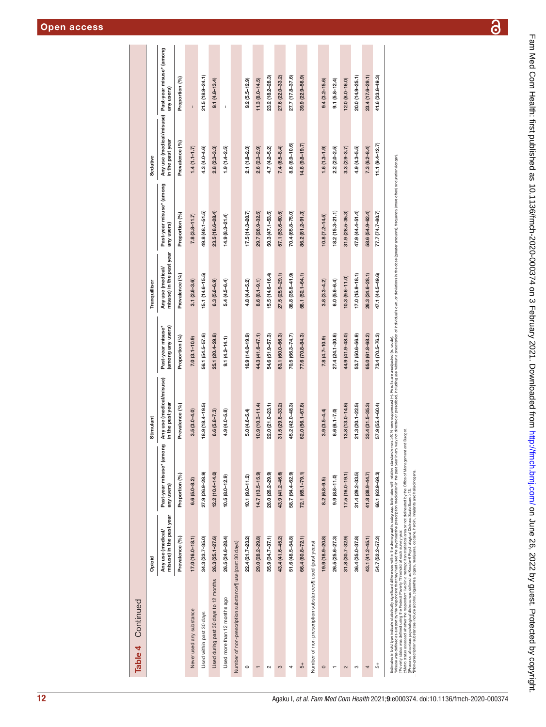**Table 4 Continued**

| | Opioid | | Stimulant | | Tranquilliser | | Sedative | |
|---|---|---|---|---|---|---|---|---|
| | Any use (medical/misuse) in the past year | Past-year misuse* (among any users) | Any use (medical/misuse) in the past year | Past-year misuse* (among any users) | Any use (medical/misuse) in the past year | Past-year misuse* (among any users) | Any use (medical/misuse) in the past year | Past-year misuse* (among any users) |
| | Prevalence (%) | Proportion (%) | Prevalence (%) | Proportion (%) | Prevalence (%) | Proportion (%) | Prevalence (%) | Proportion (%) |
| Never used any substance | 17.0 (16.0–18.1) | 6.6 (5.0–8.2) | 3.5 (3.0–4.0) | 7.0 (3.1–10.9) | 3.1 (2.6–3.6) | 7.8 (3.8–11.7) | 1.4 (1.1–1.7) | – |
| Used within past 30 days | 34.3 (33.7–35.0) | 27.9 (26.9–28.9) | 18.9 (18.4–19.5) | 56.1 (54.5–57.6) | 15.1 (14.6–15.5) | 49.8 (48.1–51.5) | 4.3 (4.0–4.6) | 21.5 (18.9–24.1) |
| Used during past 30 days to 12 months | 26.3 (25.1–27.6) | 12.2 (10.4–14.0) | 6.6 (5.8–7.3) | 25.1 (20.4–29.8) | 6.3 (5.6–6.9) | 23.5 (18.6–28.4) | 2.8 (2.3–3.3) | 9.1 (4.8–13.4) |
| Used more than 12 months ago | 26.5 (24.6–28.4) | 10.5 (8.0–12.9) | 4.9 (4.0–5.8) | 9.1 (4.2–14.1) | 5.4 (4.5–6.4) | 14.9 (8.3–21.4) | 1.9 (1.4–2.5) | – |
| Number of non-prescription substance¶ use (past 30 days) | | | | | | | | |
| 0 | 22.4 (21.7–23.2) | 10.1 (9.0–11.2) | 5.0 (4.6–5.4) | 16.9 (14.0–19.9) | 4.8 (4.4–5.2) | 17.5 (14.3–20.7) | 2.1 (1.8–2.3) | 9.2 (5.5–12.9) |
| 1 | 29.0 (28.2–29.8) | 14.7 (13.5–15.9) | 10.9 (10.3–11.4) | 44.3 (41.6–47.1) | 8.6 (8.1–9.1) | 29.7 (26.9–32.5) | 2.6 (2.3–2.9) | 11.3 (8.0–14.5) |
| 2 | 35.9 (34.7–37.1) | 28.0 (26.2–29.9) | 22.0 (21.0–23.1) | 54.6 (51.9–57.3) | 15.5 (14.6–16.4) | 50.3 (47.1–53.5) | 4.7 (4.2–5.2) | 23.2 (18.2–28.3) |
| 3 | 43.4 (41.6–45.2) | 43.9 (41.2–46.6) | 31.5 (29.8–33.2) | 63.1 (60.0–66.3) | 27.5 (25.9–29.1) | 57.1 (53.6–60.5) | 7.4 (6.5–8.4) | 27.6 (22.0–33.2) |
| 4 | 51.6 (48.5–54.8) | 58.7 (54.4–62.9) | 45.2 (42.0–48.3) | 70.5 (66.3–74.7) | 38.8 (35.8–41.9) | 70.4 (65.8–75.0) | 8.8 (6.9–10.6) | 27.7 (17.8–37.6) |
| 5+ | 66.4 (60.8–72.1) | 72.1 (65.1–79.1) | 62.0 (56.1–67.8) | 77.6 (70.8–84.3) | 58.1 (52.1–64.1) | 86.2 (81.2–91.3) | 14.8 (9.8–19.7) | 39.9 (22.9–56.9) |
| Number of non-prescription substances¶ used (past years) | | | | | | | | |
| 0 | 19.9 (18.9–20.8) | 8.2 (6.8–9.5) | 3.9 (3.5–4.4) | 7.8 (4.7–10.9) | 3.8 (3.3–4.2) | 10.8 (7.2–14.5) | 1.6 (1.3–1.9) | 9.4 (3.2–15.6) |
| 1 | 26.5 (25.6–27.3) | 9.9 (8.8–11.0) | 6.6 (6.1–7.0) | 27.4 (24.1–30.6) | 6.0 (5.6–6.4) | 18.2 (15.3–21.1) | 2.2 (2.0–2.5) | 9.1 (5.8–12.4) |
| 2 | 31.8 (30.7–32.9) | 17.5 (16.0–19.1) | 13.8 (13.0–14.6) | 44.9 (41.9–48.0) | 10.3 (9.6–11.0) | 31.9 (28.5–35.3) | 3.3 (2.9–3.7) | 12.0 (8.0–16.0) |
| 3 | 36.4 (35.0–37.8) | 31.4 (29.2–33.5) | 21.3 (20.1–22.5) | 53.7 (50.6–56.9) | 17.0 (15.9–18.1) | 47.9 (44.4–51.4) | 4.9 (4.3–5.5) | 20.0 (14.9–25.1) |
| 4 | 43.1 (41.2–45.1) | 41.8 (38.9–44.7) | 33.4 (31.5–35.3) | 65.0 (61.8–68.2) | 26.3 (24.6–28.1) | 58.6 (54.9–62.4) | 7.3 (6.2–8.4) | 23.4 (17.6–29.1) |
| 5+ | 54.7 (52.2–57.2) | 66.1 (62.9–69.3) | 57.9 (55.4–60.4) | 73.4 (70.5–76.3) | 47.1 (44.5–49.6) | 77.7 (74.7–80.7) | 11.1 (9.4–12.7) | 41.6 (33.8–49.3) |

Estimates in bold type indicate statistically significant differences within the demographic subgroup. Estimates with relative standard errors ≥40% were suppressed (–). Results are unadjusted (ie, crude).
*Misuse was defined as a report by the respondent that they had used the psychoactive prescription medication in the past year in any way not directed or prescribed, including use without a prescription of individual's own, or deviations in the dose (greater amounts), frequency (more often) or duration (longer).
†Poverty status was defined using the Federal Poverty Threshold of each survey year.
‡Metro status assessed whether the respondent lived in a metropolitan statistical area or not delineated by the Office of Management and Budget.
§Presence of serious psychological distress was defined as Kessler-6 Psychological Distress Scale Score ≥13.
¶Non-prescription substances include alcohol, cigarettes, cigars, marijuana, cocaine, heroin, inhalants and hallucinogens.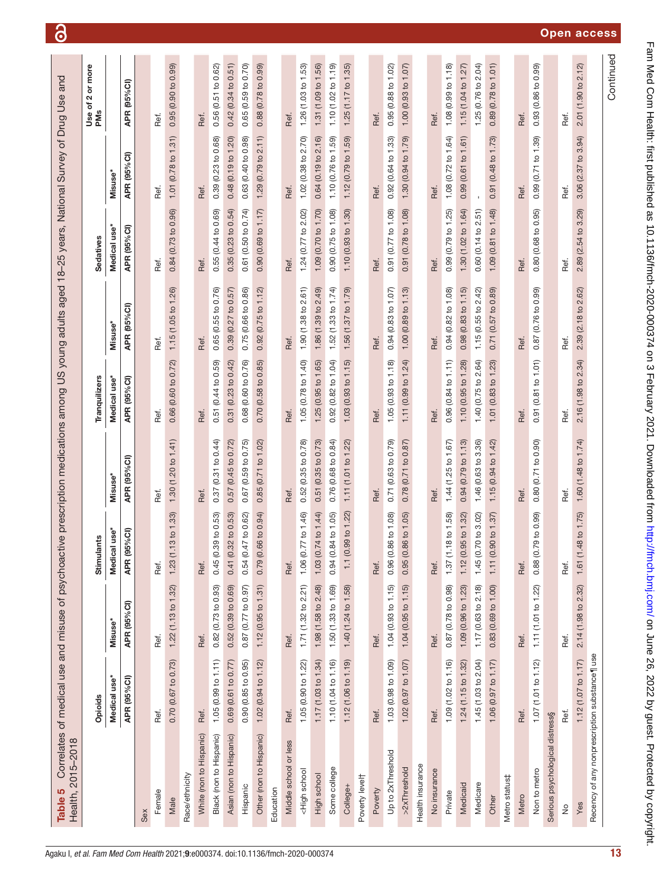**Table 5** Correlates of medical use and misuse of psychoactive prescription medications among US young adults aged 18–25 years, National Survey of Drug Use and Health, 2015–2018

| | Opioids | | Stimulants | | Tranquilizers | | Sedatives | | Use of 2 or more PMs |
|---|---|---|---|---|---|---|---|---|---|
| | Medical use* | Misuse* | Medical use* | Misuse* | Medical use* | Misuse* | Medical use* | Misuse* | |
| | APR (95% CI) | APR (95% CI) | APR (95% CI) | APR (95% CI) | APR (95% CI) | APR (95% CI) | APR (95% CI) | APR (95% CI) | APR (95% CI) |
| Sex | | | | | | | | | |
| Female | Ref. | Ref. | Ref. | Ref. | Ref. | Ref. | Ref. | Ref. | Ref. |
| Male | 0.70 (0.67 to 0.73) | 1.22 (1.13 to 1.32) | 1.23 (1.13 to 1.33) | 1.30 (1.20 to 1.41) | 0.66 (0.60 to 0.72) | 1.15 (1.05 to 1.26) | 0.84 (0.73 to 0.96) | 1.01 (0.78 to 1.31) | 0.95 (0.90 to 0.99) |
| Race/ethnicity | | | | | | | | | |
| White (non to Hispanic) | Ref. | Ref. | Ref. | Ref. | Ref. | Ref. | Ref. | Ref. | Ref. |
| Black (non to Hispanic) | 1.05 (0.99 to 1.11) | 0.82 (0.73 to 0.93) | 0.45 (0.39 to 0.53) | 0.37 (0.31 to 0.44) | 0.51 (0.44 to 0.59) | 0.65 (0.55 to 0.76) | 0.55 (0.44 to 0.69) | 0.39 (0.23 to 0.68) | 0.56 (0.51 to 0.62) |
| Asian (non to Hispanic) | 0.69 (0.61 to 0.77) | 0.52 (0.39 to 0.69) | 0.41 (0.32 to 0.53) | 0.57 (0.45 to 0.72) | 0.31 (0.23 to 0.42) | 0.39 (0.27 to 0.57) | 0.35 (0.23 to 0.54) | 0.48 (0.19 to 1.20) | 0.42 (0.34 to 0.51) |
| Hispanic | 0.90 (0.85 to 0.95) | 0.87 (0.77 to 0.97) | 0.54 (0.47 to 0.62) | 0.67 (0.59 to 0.75) | 0.68 (0.60 to 0.76) | 0.75 (0.66 to 0.86) | 0.61 (0.50 to 0.74) | 0.63 (0.40 to 0.98) | 0.65 (0.59 to 0.70) |
| Other (non to Hispanic) | 1.02 (0.94 to 1.12) | 1.12 (0.95 to 1.31) | 0.79 (0.66 to 0.94) | 0.85 (0.71 to 1.02) | 0.70 (0.58 to 0.85) | 0.92 (0.75 to 1.12) | 0.90 (0.69 to 1.17) | 1.29 (0.79 to 2.11) | 0.88 (0.78 to 0.99) |
| Education | | | | | | | | | |
| Middle school or less | Ref. | Ref. | Ref. | Ref. | Ref. | Ref. | Ref. | Ref. | Ref. |
| <High school | 1.05 (0.90 to 1.22) | 1.71 (1.32 to 2.21) | 1.06 (0.77 to 1.46) | 0.52 (0.35 to 0.78) | 1.05 (0.78 to 1.40) | 1.90 (1.38 to 2.61) | 1.24 (0.77 to 2.02) | 1.02 (0.38 to 2.70) | 1.26 (1.03 to 1.53) |
| High school | 1.17 (1.03 to 1.34) | 1.98 (1.58 to 2.48) | 1.03 (0.74 to 1.44) | 0.51 (0.35 to 0.73) | 1.25 (0.95 to 1.65) | 1.86 (1.39 to 2.49) | 1.09 (0.70 to 1.70) | 0.64 (0.19 to 2.16) | 1.31 (1.09 to 1.56) |
| Some college | 1.10 (1.04 to 1.16) | 1.50 (1.33 to 1.69) | 0.94 (0.84 to 1.05) | 0.76 (0.68 to 0.84) | 0.92 (0.82 to 1.04) | 1.52 (1.33 to 1.74) | 0.90 (0.75 to 1.08) | 1.10 (0.76 to 1.59) | 1.10 (1.02 to 1.19) |
| College+ | 1.12 (1.06 to 1.19) | 1.40 (1.24 to 1.58) | 1.1 (0.99 to 1.22) | 1.11 (1.01 to 1.22) | 1.03 (0.93 to 1.15) | 1.56 (1.37 to 1.79) | 1.10 (0.93 to 1.30) | 1.12 (0.79 to 1.59) | 1.25 (1.17 to 1.35) |
| Poverty level† | | | | | | | | | |
| Poverty | Ref. | Ref. | Ref. | Ref. | Ref. | Ref. | Ref. | Ref. | Ref. |
| Up to 2xThreshold | 1.03 (0.98 to 1.09) | 1.04 (0.93 to 1.15) | 0.96 (0.86 to 1.08) | 0.71 (0.63 to 0.79) | 1.05 (0.93 to 1.18) | 0.94 (0.83 to 1.07) | 0.91 (0.77 to 1.08) | 0.92 (0.64 to 1.33) | 0.95 (0.88 to 1.02) |
| >2xThreshold | 1.02 (0.97 to 1.07) | 1.04 (0.95 to 1.15) | 0.95 (0.86 to 1.05) | 0.78 (0.71 to 0.87) | 1.11 (0.99 to 1.24) | 1.00 (0.89 to 1.13) | 0.91 (0.78 to 1.08) | 1.30 (0.94 to 1.79) | 1.00 (0.93 to 1.07) |
| Health insurance | | | | | | | | | |
| No insurance | Ref. | Ref. | Ref. | Ref. | Ref. | Ref. | Ref. | Ref. | Ref. |
| Private | 1.09 (1.02 to 1.16) | 0.87 (0.78 to 0.98) | 1.37 (1.18 to 1.58) | 1.44 (1.25 to 1.67) | 0.96 (0.84 to 1.11) | 0.94 (0.82 to 1.08) | 0.99 (0.79 to 1.25) | 1.08 (0.72 to 1.64) | 1.08 (0.99 to 1.18) |
| Medicaid | 1.24 (1.15 to 1.32) | 1.09 (0.96 to 1.23) | 1.12 (0.95 to 1.32) | 0.94 (0.79 to 1.13) | 1.10 (0.95 to 1.28) | 0.98 (0.83 to 1.15) | 1.30 (1.02 to 1.64) | 0.99 (0.61 to 1.61) | 1.15 (1.04 to 1.27) |
| Medicare | 1.45 (1.03 to 2.04) | 1.17 (0.63 to 2.18) | 1.45 (0.70 to 3.02) | 1.46 (0.63 to 3.36) | 1.40 (0.75 to 2.64) | 1.15 (0.55 to 2.42) | 0.60 (0.14 to 2.51) | - | 1.25 (0.76 to 2.04) |
| Other | 1.06 (0.97 to 1.17) | 0.83 (0.69 to 1.00) | 1.11 (0.90 to 1.37) | 1.15 (0.94 to 1.42) | 1.01 (0.83 to 1.23) | 0.71 (0.57 to 0.89) | 1.09 (0.81 to 1.48) | 0.91 (0.48 to 1.73) | 0.89 (0.78 to 1.01) |
| Metro status‡ | | | | | | | | | |
| Metro | Ref. | Ref. | Ref. | Ref. | Ref. | Ref. | Ref. | Ref. | Ref. |
| Non to metro | 1.07 (1.01 to 1.12) | 1.11 (1.01 to 1.22) | 0.88 (0.79 to 0.99) | 0.80 (0.71 to 0.90) | 0.91 (0.81 to 1.01) | 0.87 (0.76 to 0.99) | 0.80 (0.68 to 0.95) | 0.99 (0.71 to 1.39) | 0.93 (0.86 to 0.99) |
| Serious psychological distress§ | | | | | | | | | |
| No | Ref. | Ref. | Ref. | Ref. | Ref. | Ref. | Ref. | Ref. | Ref. |
| Yes | 1.12 (1.07 to 1.17) | 2.14 (1.98 to 2.32) | 1.61 (1.48 to 1.75) | 1.60 (1.48 to 1.74) | 2.16 (1.98 to 2.34) | 2.39 (2.18 to 2.62) | 2.89 (2.54 to 3.29) | 3.06 (2.37 to 3.94) | 2.01 (1.90 to 2.12) |
| Recency of any nonprescription substance¶ use | | | | | | | | | |

Continued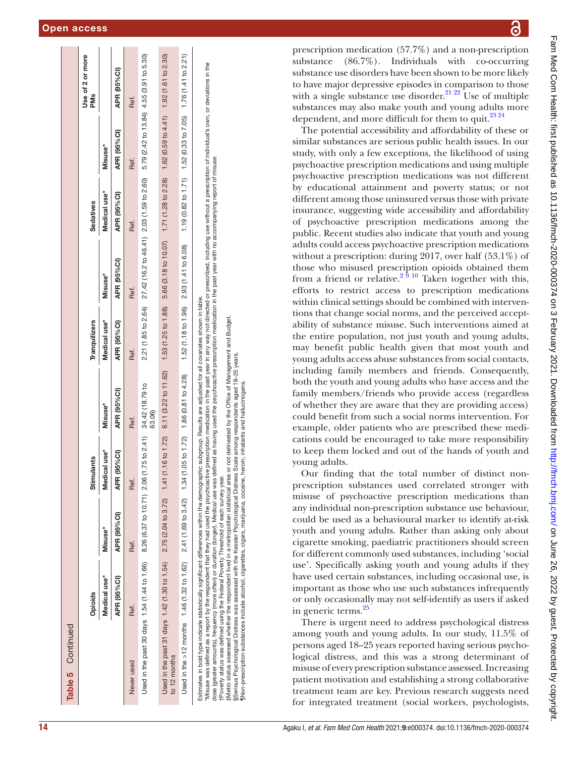**Table 5 Continued**

| | Opioids | | Stimulants | | Tranquilizers | | Sedatives | | Use of 2 or more PMs |
|---|---|---|---|---|---|---|---|---|---|
| | Medical use* | Misuse* | Medical use* | Misuse* | Medical use* | Misuse* | Medical use* | Misuse* | |
| | APR (95% CI) | APR (95% CI) | APR (95% CI) | APR (95% CI) | APR (95% CI) | APR (95% CI) | APR (95% CI) | APR (95% CI) | APR (95% CI) |
| Never used | Ref. | Ref. | Ref. | Ref. | Ref. | Ref. | Ref. | Ref. | Ref. |
| Used in the past 30 days | **1.54 (1.44 to 1.66)** | **8.26 (6.37 to 10.71)** | **2.06 (1.75 to 2.41)** | **34.42 (18.79 to 63.06)** | **2.21 (1.85 to 2.64)** | **27.42 (16.2 to 46.41)** | **2.03 (1.59 to 2.60)** | **5.79 (2.42 to 13.84)** | **4.55 (3.91 to 5.30)** |
| Used in the past 31 days to 12 months | **1.42 (1.30 to 1.54)** | **2.75 (2.04 to 3.72)** | **1.41 (1.16 to 1.72)** | **6.11 (3.22 to 11.62)** | **1.53 (1.25 to 1.88)** | **5.66 (3.18 to 10.07)** | **1.71 (1.28 to 2.28)** | 1.62 (0.59 to 4.41) | **1.92 (1.61 to 2.30)** |
| Used in the >12 months | **1.46 (1.32 to 1.62)** | **2.41 (1.69 to 3.42)** | **1.34 (1.05 to 1.72)** | 1.86 (0.81 to 4.28) | **1.52 (1.18 to 1.96)** | **2.93 (1.41 to 6.08)** | 1.19 (0.82 to 1.71) | 1.52 (0.33 to 7.05) | **1.76 (1.41 to 2.21)** |

Estimates in bold type indicate statistically significant differences within the demographic subgroup. Results are adjusted for all covariates shown in table.
*Misuse was defined as a report by the respondent that they had used the psychoactive prescription medication in the past year in any way not directed or prescribed, including use without a prescription of individual's own, or deviations in the dose (greater amounts), frequency (more often) or duration (longer). Medical use was defined as having used the psychoactive prescription medication in the past year with no accompanying report of misuse.
†Poverty status was defined using the Federal Poverty Threshold of each survey year.
‡Metro status assessed whether the respondent lived in a metropolitan statistical area or not delineated by the Office of Management and Budget.
§Serious Psychological Distress was assessed with the Kessler Psychological Distress Scale among respondents aged 18–25 years.
¶Non-prescription substances include alcohol, cigarettes, cigars, marijuana, cocaine, heroin, inhalants and hallucinogens.

prescription medication (57.7%) and a non-prescription substance (86.7%). Individuals with co-occurring substance use disorders have been shown to be more likely to have major depressive episodes in comparison to those with a single substance use disorder.[21 22] Use of multiple substances may also make youth and young adults more dependent, and more difficult for them to quit.[23 24]

The potential accessibility and affordability of these or similar substances are serious public health issues. In our study, with only a few exceptions, the likelihood of using psychoactive prescription medications and using multiple psychoactive prescription medications was not different by educational attainment and poverty status; or not different among those uninsured versus those with private insurance, suggesting wide accessibility and affordability of psychoactive prescription medications among the public. Recent studies also indicate that youth and young adults could access psychoactive prescription medications without a prescription: during 2017, over half (53.1%) of those who misused prescription opioids obtained them from a friend or relative.[2 9 10] Taken together with this, efforts to restrict access to prescription medications within clinical settings should be combined with interventions that change social norms, and the perceived acceptability of substance misuse. Such interventions aimed at the entire population, not just youth and young adults, may benefit public health given that most youth and young adults access abuse substances from social contacts, including family members and friends. Consequently, both the youth and young adults who have access and the family members/friends who provide access (regardless of whether they are aware that they are providing access) could benefit from such a social norms intervention. For example, older patients who are prescribed these medications could be encouraged to take more responsibility to keep them locked and out of the hands of youth and young adults.

Our finding that the total number of distinct non-prescription substances used correlated stronger with misuse of psychoactive prescription medications than any individual non-prescription substance use behaviour, could be used as a behavioural marker to identify at-risk youth and young adults. Rather than asking only about cigarette smoking, paediatric practitioners should screen for different commonly used substances, including 'social use'. Specifically asking youth and young adults if they have used certain substances, including occasional use, is important as those who use such substances infrequently or only occasionally may not self-identify as users if asked in generic terms.[25]

There is urgent need to address psychological distress among youth and young adults. In our study, 11.5% of persons aged 18–25 years reported having serious psychological distress, and this was a strong determinant of misuse of every prescription substance assessed. Increasing patient motivation and establishing a strong collaborative treatment team are key. Previous research suggests need for integrated treatment (social workers, psychologists,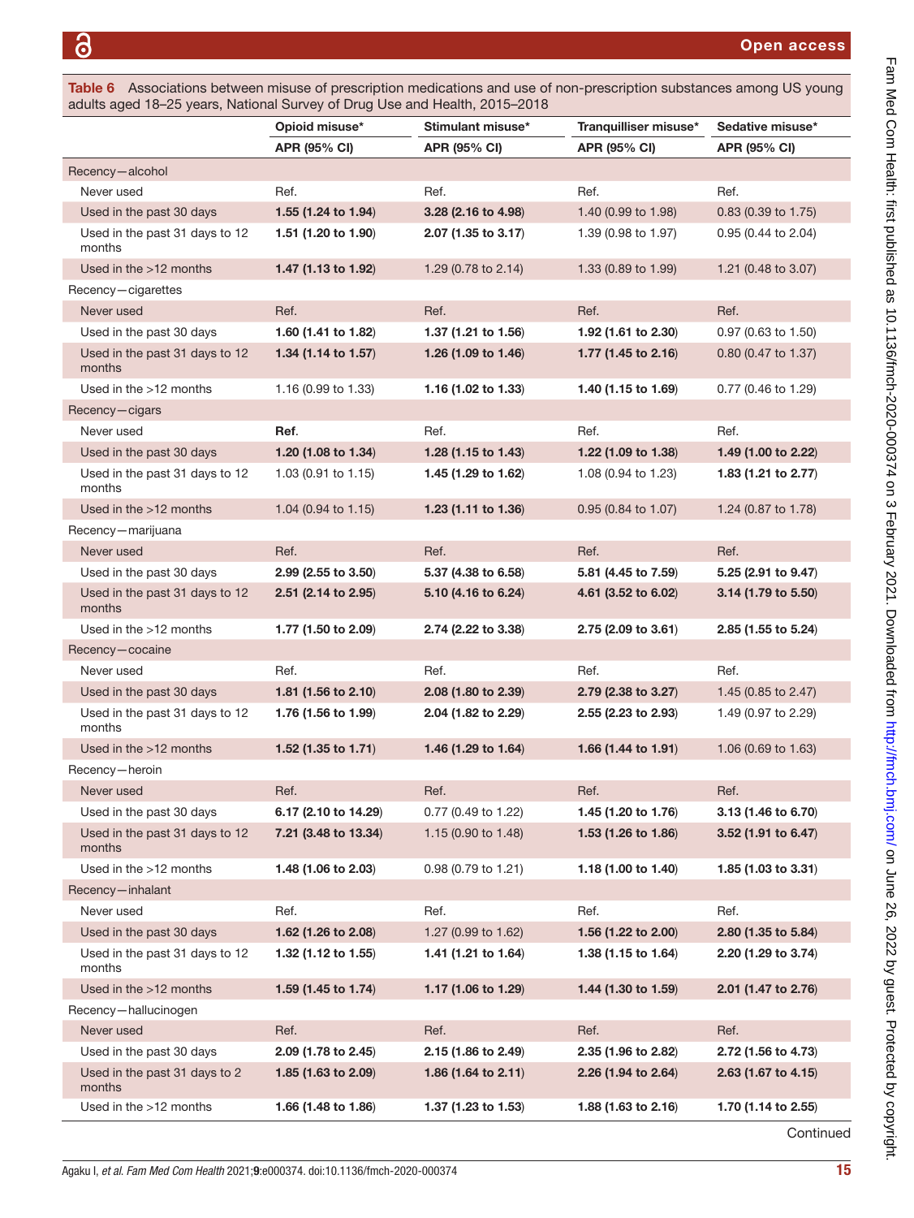**Table 6** Associations between misuse of prescription medications and use of non-prescription substances among US young adults aged 18–25 years, National Survey of Drug Use and Health, 2015–2018

| | Opioid misuse* | Stimulant misuse* | Tranquilliser misuse* | Sedative misuse* |
|---|---|---|---|---|
| | APR (95% CI) | APR (95% CI) | APR (95% CI) | APR (95% CI) |
| Recency—alcohol | | | | |
| Never used | Ref. | Ref. | Ref. | Ref. |
| Used in the past 30 days | **1.55 (1.24 to 1.94)** | **3.28 (2.16 to 4.98)** | 1.40 (0.99 to 1.98) | 0.83 (0.39 to 1.75) |
| Used in the past 31 days to 12 months | **1.51 (1.20 to 1.90)** | **2.07 (1.35 to 3.17)** | 1.39 (0.98 to 1.97) | 0.95 (0.44 to 2.04) |
| Used in the >12 months | **1.47 (1.13 to 1.92)** | 1.29 (0.78 to 2.14) | 1.33 (0.89 to 1.99) | 1.21 (0.48 to 3.07) |
| Recency—cigarettes | | | | |
| Never used | Ref. | Ref. | Ref. | Ref. |
| Used in the past 30 days | **1.60 (1.41 to 1.82)** | **1.37 (1.21 to 1.56)** | **1.92 (1.61 to 2.30)** | 0.97 (0.63 to 1.50) |
| Used in the past 31 days to 12 months | **1.34 (1.14 to 1.57)** | **1.26 (1.09 to 1.46)** | **1.77 (1.45 to 2.16)** | 0.80 (0.47 to 1.37) |
| Used in the >12 months | 1.16 (0.99 to 1.33) | **1.16 (1.02 to 1.33)** | **1.40 (1.15 to 1.69)** | 0.77 (0.46 to 1.29) |
| Recency—cigars | | | | |
| Never used | **Ref.** | Ref. | Ref. | Ref. |
| Used in the past 30 days | **1.20 (1.08 to 1.34)** | **1.28 (1.15 to 1.43)** | **1.22 (1.09 to 1.38)** | **1.49 (1.00 to 2.22)** |
| Used in the past 31 days to 12 months | 1.03 (0.91 to 1.15) | **1.45 (1.29 to 1.62)** | 1.08 (0.94 to 1.23) | **1.83 (1.21 to 2.77)** |
| Used in the >12 months | 1.04 (0.94 to 1.15) | **1.23 (1.11 to 1.36)** | 0.95 (0.84 to 1.07) | 1.24 (0.87 to 1.78) |
| Recency—marijuana | | | | |
| Never used | Ref. | Ref. | Ref. | Ref. |
| Used in the past 30 days | **2.99 (2.55 to 3.50)** | **5.37 (4.38 to 6.58)** | **5.81 (4.45 to 7.59)** | **5.25 (2.91 to 9.47)** |
| Used in the past 31 days to 12 months | **2.51 (2.14 to 2.95)** | **5.10 (4.16 to 6.24)** | **4.61 (3.52 to 6.02)** | **3.14 (1.79 to 5.50)** |
| Used in the >12 months | **1.77 (1.50 to 2.09)** | **2.74 (2.22 to 3.38)** | **2.75 (2.09 to 3.61)** | **2.85 (1.55 to 5.24)** |
| Recency—cocaine | | | | |
| Never used | Ref. | Ref. | Ref. | Ref. |
| Used in the past 30 days | **1.81 (1.56 to 2.10)** | **2.08 (1.80 to 2.39)** | **2.79 (2.38 to 3.27)** | 1.45 (0.85 to 2.47) |
| Used in the past 31 days to 12 months | **1.76 (1.56 to 1.99)** | **2.04 (1.82 to 2.29)** | **2.55 (2.23 to 2.93)** | 1.49 (0.97 to 2.29) |
| Used in the >12 months | **1.52 (1.35 to 1.71)** | **1.46 (1.29 to 1.64)** | **1.66 (1.44 to 1.91)** | 1.06 (0.69 to 1.63) |
| Recency—heroin | | | | |
| Never used | Ref. | Ref. | Ref. | Ref. |
| Used in the past 30 days | **6.17 (2.10 to 14.29)** | 0.77 (0.49 to 1.22) | **1.45 (1.20 to 1.76)** | **3.13 (1.46 to 6.70)** |
| Used in the past 31 days to 12 months | **7.21 (3.48 to 13.34)** | 1.15 (0.90 to 1.48) | **1.53 (1.26 to 1.86)** | **3.52 (1.91 to 6.47)** |
| Used in the >12 months | **1.48 (1.06 to 2.03)** | 0.98 (0.79 to 1.21) | **1.18 (1.00 to 1.40)** | **1.85 (1.03 to 3.31)** |
| Recency—inhalant | | | | |
| Never used | Ref. | Ref. | Ref. | Ref. |
| Used in the past 30 days | **1.62 (1.26 to 2.08)** | 1.27 (0.99 to 1.62) | **1.56 (1.22 to 2.00)** | **2.80 (1.35 to 5.84)** |
| Used in the past 31 days to 12 months | **1.32 (1.12 to 1.55)** | **1.41 (1.21 to 1.64)** | **1.38 (1.15 to 1.64)** | **2.20 (1.29 to 3.74)** |
| Used in the >12 months | **1.59 (1.45 to 1.74)** | **1.17 (1.06 to 1.29)** | **1.44 (1.30 to 1.59)** | **2.01 (1.47 to 2.76)** |
| Recency—hallucinogen | | | | |
| Never used | Ref. | Ref. | Ref. | Ref. |
| Used in the past 30 days | **2.09 (1.78 to 2.45)** | **2.15 (1.86 to 2.49)** | **2.35 (1.96 to 2.82)** | **2.72 (1.56 to 4.73)** |
| Used in the past 31 days to 2 months | **1.85 (1.63 to 2.09)** | **1.86 (1.64 to 2.11)** | **2.26 (1.94 to 2.64)** | **2.63 (1.67 to 4.15)** |
| Used in the >12 months | **1.66 (1.48 to 1.86)** | **1.37 (1.23 to 1.53)** | **1.88 (1.63 to 2.16)** | **1.70 (1.14 to 2.55)** |

Continued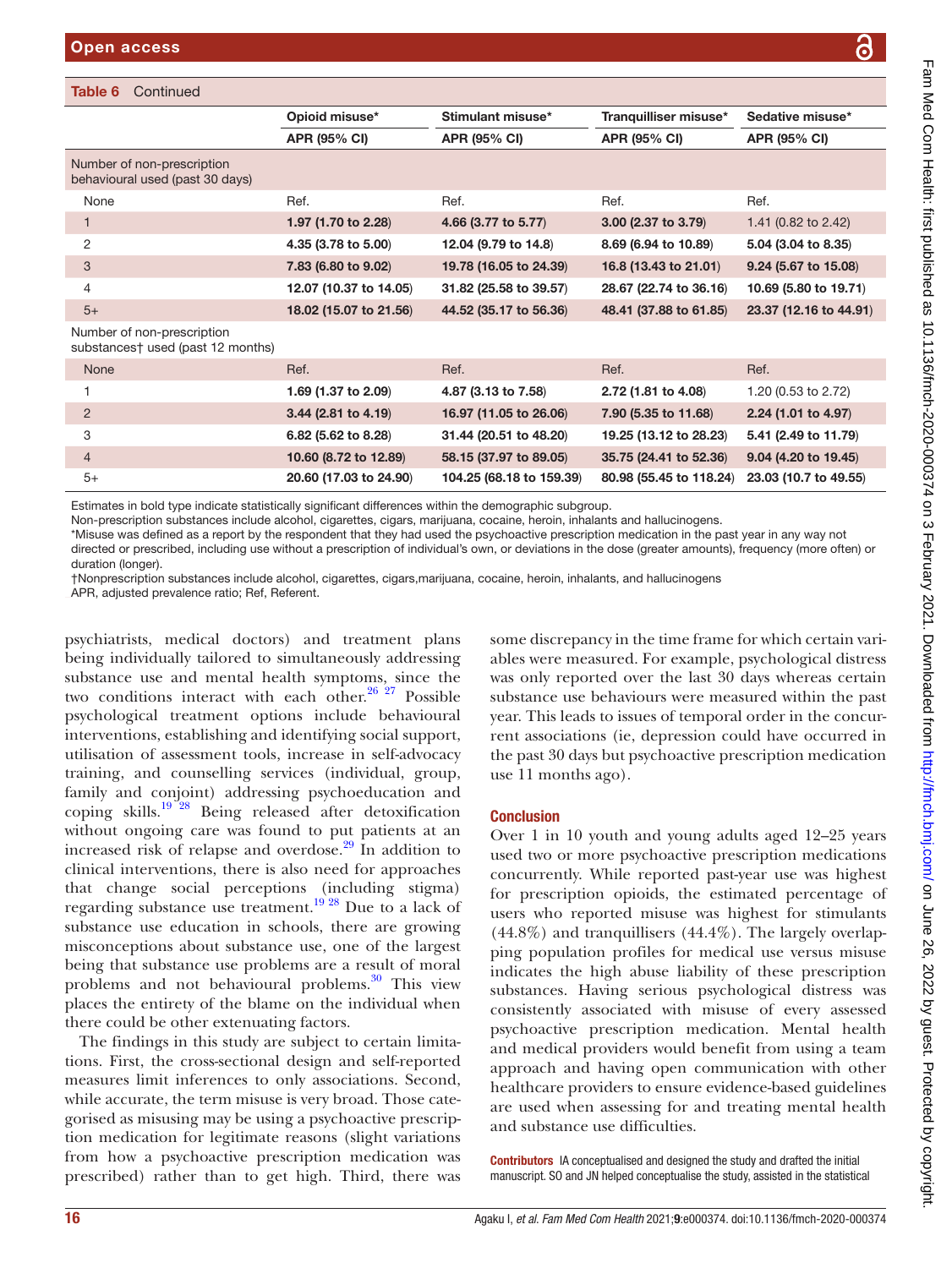**Table 6** Continued

| | Opioid misuse* | Stimulant misuse* | Tranquilliser misuse* | Sedative misuse* |
|---|---|---|---|---|
| | APR (95% CI) | APR (95% CI) | APR (95% CI) | APR (95% CI) |
| Number of non-prescription behavioural used (past 30 days) | | | | |
| None | Ref. | Ref. | Ref. | Ref. |
| 1 | **1.97 (1.70 to 2.28)** | **4.66 (3.77 to 5.77)** | **3.00 (2.37 to 3.79)** | 1.41 (0.82 to 2.42) |
| 2 | **4.35 (3.78 to 5.00)** | **12.04 (9.79 to 14.8)** | **8.69 (6.94 to 10.89)** | **5.04 (3.04 to 8.35)** |
| 3 | **7.83 (6.80 to 9.02)** | **19.78 (16.05 to 24.39)** | **16.8 (13.43 to 21.01)** | **9.24 (5.67 to 15.08)** |
| 4 | **12.07 (10.37 to 14.05)** | **31.82 (25.58 to 39.57)** | **28.67 (22.74 to 36.16)** | **10.69 (5.80 to 19.71)** |
| 5+ | **18.02 (15.07 to 21.56)** | **44.52 (35.17 to 56.36)** | **48.41 (37.88 to 61.85)** | **23.37 (12.16 to 44.91)** |
| Number of non-prescription substances† used (past 12 months) | | | | |
| None | Ref. | Ref. | Ref. | Ref. |
| 1 | **1.69 (1.37 to 2.09)** | **4.87 (3.13 to 7.58)** | **2.72 (1.81 to 4.08)** | 1.20 (0.53 to 2.72) |
| 2 | **3.44 (2.81 to 4.19)** | **16.97 (11.05 to 26.06)** | **7.90 (5.35 to 11.68)** | **2.24 (1.01 to 4.97)** |
| 3 | **6.82 (5.62 to 8.28)** | **31.44 (20.51 to 48.20)** | **19.25 (13.12 to 28.23)** | **5.41 (2.49 to 11.79)** |
| 4 | **10.60 (8.72 to 12.89)** | **58.15 (37.97 to 89.05)** | **35.75 (24.41 to 52.36)** | **9.04 (4.20 to 19.45)** |
| 5+ | **20.60 (17.03 to 24.90)** | **104.25 (68.18 to 159.39)** | **80.98 (55.45 to 118.24)** | **23.03 (10.7 to 49.55)** |

Estimates in bold type indicate statistically significant differences within the demographic subgroup.
Non-prescription substances include alcohol, cigarettes, cigars, marijuana, cocaine, heroin, inhalants and hallucinogens.
*Misuse was defined as a report by the respondent that they had used the psychoactive prescription medication in the past year in any way not directed or prescribed, including use without a prescription of individual's own, or deviations in the dose (greater amounts), frequency (more often) or duration (longer).
†Nonprescription substances include alcohol, cigarettes, cigars,marijuana, cocaine, heroin, inhalants, and hallucinogens
APR, adjusted prevalence ratio; Ref, Referent.

psychiatrists, medical doctors) and treatment plans being individually tailored to simultaneously addressing substance use and mental health symptoms, since the two conditions interact with each other.[26 27] Possible psychological treatment options include behavioural interventions, establishing and identifying social support, utilisation of assessment tools, increase in self-advocacy training, and counselling services (individual, group, family and conjoint) addressing psychoeducation and coping skills.[19 28] Being released after detoxification without ongoing care was found to put patients at an increased risk of relapse and overdose.[29] In addition to clinical interventions, there is also need for approaches that change social perceptions (including stigma) regarding substance use treatment.[19 28] Due to a lack of substance use education in schools, there are growing misconceptions about substance use, one of the largest being that substance use problems are a result of moral problems and not behavioural problems.[30] This view places the entirety of the blame on the individual when there could be other extenuating factors.

The findings in this study are subject to certain limitations. First, the cross-sectional design and self-reported measures limit inferences to only associations. Second, while accurate, the term misuse is very broad. Those categorised as misusing may be using a psychoactive prescription medication for legitimate reasons (slight variations from how a psychoactive prescription medication was prescribed) rather than to get high. Third, there was some discrepancy in the time frame for which certain variables were measured. For example, psychological distress was only reported over the last 30 days whereas certain substance use behaviours were measured within the past year. This leads to issues of temporal order in the concurrent associations (ie, depression could have occurred in the past 30 days but psychoactive prescription medication use 11 months ago).

## Conclusion

Over 1 in 10 youth and young adults aged 12–25 years used two or more psychoactive prescription medications concurrently. While reported past-year use was highest for prescription opioids, the estimated percentage of users who reported misuse was highest for stimulants (44.8%) and tranquillisers (44.4%). The largely overlapping population profiles for medical use versus misuse indicates the high abuse liability of these prescription substances. Having serious psychological distress was consistently associated with misuse of every assessed psychoactive prescription medication. Mental health and medical providers would benefit from using a team approach and having open communication with other healthcare providers to ensure evidence-based guidelines are used when assessing for and treating mental health and substance use difficulties.

**Contributors** IA conceptualised and designed the study and drafted the initial manuscript. SO and JN helped conceptualise the study, assisted in the statistical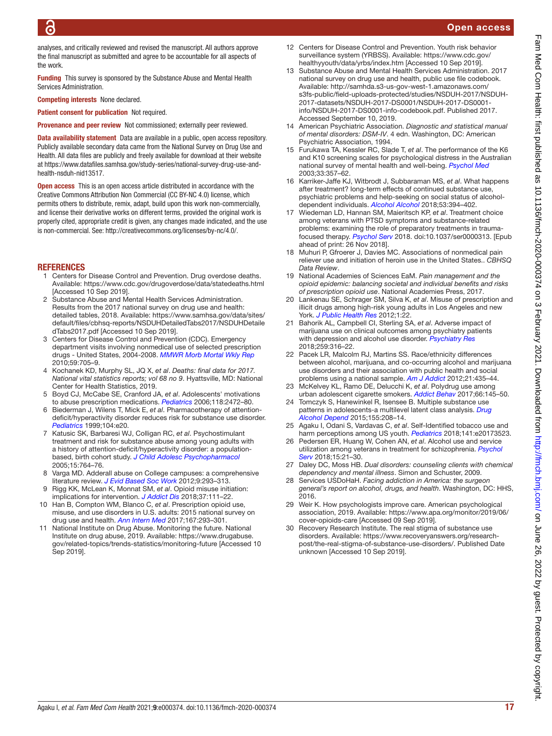analyses, and critically reviewed and revised the manuscript. All authors approve the final manuscript as submitted and agree to be accountable for all aspects of the work.

**Funding** This survey is sponsored by the Substance Abuse and Mental Health Services Administration.

**Competing interests** None declared.

**Patient consent for publication** Not required.

**Provenance and peer review** Not commissioned; externally peer reviewed.

**Data availability statement** Data are available in a public, open access repository. Publicly available secondary data came from the National Survey on Drug Use and Health. All data files are publicly and freely available for download at their website at https://www.datafiles.samhsa.gov/study-series/national-survey-drug-use-and-health-nsduh-nid13517.

**Open access** This is an open access article distributed in accordance with the Creative Commons Attribution Non Commercial (CC BY-NC 4.0) license, which permits others to distribute, remix, adapt, build upon this work non-commercially, and license their derivative works on different terms, provided the original work is properly cited, appropriate credit is given, any changes made indicated, and the use is non-commercial. See: http://creativecommons.org/licenses/by-nc/4.0/.

## REFERENCES

1. Centers for Disease Control and Prevention. Drug overdose deaths. Available: https://www.cdc.gov/drugoverdose/data/statedeaths.html [Accessed 10 Sep 2019].
2. Substance Abuse and Mental Health Services Administration. Results from the 2017 national survey on drug use and health: detailed tables, 2018. Available: https://www.samhsa.gov/data/sites/default/files/cbhsq-reports/NSDUHDetailedTabs2017/NSDUHDetailedTabs2017.pdf [Accessed 10 Sep 2019].
3. Centers for Disease Control and Prevention (CDC). Emergency department visits involving nonmedical use of selected prescription drugs - United States, 2004-2008. *MMWR Morb Mortal Wkly Rep* 2010;59:705–9.
4. Kochanek KD, Murphy SL, JQ X, *et al*. *Deaths: final data for 2017. National vital statistics reports; vol 68 no 9*. Hyattsville, MD: National Center for Health Statistics, 2019.
5. Boyd CJ, McCabe SE, Cranford JA, *et al*. Adolescents' motivations to abuse prescription medications. *Pediatrics* 2006;118:2472–80.
6. Biederman J, Wilens T, Mick E, *et al*. Pharmacotherapy of attention-deficit/hyperactivity disorder reduces risk for substance use disorder. *Pediatrics* 1999;104:e20.
7. Katusic SK, Barbaresi WJ, Colligan RC, *et al*. Psychostimulant treatment and risk for substance abuse among young adults with a history of attention-deficit/hyperactivity disorder: a population-based, birth cohort study. *J Child Adolesc Psychopharmacol* 2005;15:764–76.
8. Varga MD. Adderall abuse on College campuses: a comprehensive literature review. *J Evid Based Soc Work* 2012;9:293–313.
9. Rigg KK, McLean K, Monnat SM, *et al*. Opioid misuse initiation: implications for intervention. *J Addict Dis* 2018;37:111–22.
10. Han B, Compton WM, Blanco C, *et al*. Prescription opioid use, misuse, and use disorders in U.S. adults: 2015 national survey on drug use and health. *Ann Intern Med* 2017;167:293–301.
11. National Institute on Drug Abuse. Monitoring the future. National Institute on drug abuse, 2019. Available: https://www.drugabuse.gov/related-topics/trends-statistics/monitoring-future [Accessed 10 Sep 2019].
12. Centers for Disease Control and Prevention. Youth risk behavior surveillance system (YRBSS). Available: https://www.cdc.gov/healthyyouth/data/yrbs/index.htm [Accessed 10 Sep 2019].
13. Substance Abuse and Mental Health Services Administration. 2017 national survey on drug use and health, public use file codebook. Available: http://samhda.s3-us-gov-west-1.amazonaws.com/s3fs-public/field-uploads-protected/studies/NSDUH-2017/NSDUH-2017-datasets/NSDUH-2017-DS0001/NSDUH-2017-DS0001-info/NSDUH-2017-DS0001-info-codebook.pdf. Published 2017. Accessed September 10, 2019.
14. American Psychiatric Association. *Diagnostic and statistical manual of mental disorders: DSM-IV*. 4 edn. Washington, DC: American Psychiatric Association, 1994.
15. Furukawa TA, Kessler RC, Slade T, *et al*. The performance of the K6 and K10 screening scales for psychological distress in the Australian national survey of mental health and well-being. *Psychol Med* 2003;33:357–62.
16. Karriker-Jaffe KJ, Witbrodt J, Subbaraman MS, *et al*. What happens after treatment? long-term effects of continued substance use, psychiatric problems and help-seeking on social status of alcohol-dependent individuals. *Alcohol Alcohol* 2018;53:394–402.
17. Wiedeman LD, Hannan SM, Maieritsch KP, *et al*. Treatment choice among veterans with PTSD symptoms and substance-related problems: examining the role of preparatory treatments in trauma-focused therapy. *Psychol Serv* 2018. doi:10.1037/ser0000313. [Epub ahead of print: 26 Nov 2018].
18. Muhuri P, Gfroerer J, Davies MC. Associations of nonmedical pain reliever use and initiation of heroin use in the United States.. *CBHSQ Data Review*.
19. National Academies of Sciences EaM. *Pain management and the opioid epidemic: balancing societal and individual benefits and risks of prescription opioid use*. National Academies Press, 2017.
20. Lankenau SE, Schrager SM, Silva K, *et al*. Misuse of prescription and illicit drugs among high-risk young adults in Los Angeles and new York. *J Public Health Res* 2012;1:22.
21. Bahorik AL, Campbell CI, Sterling SA, *et al*. Adverse impact of marijuana use on clinical outcomes among psychiatry patients with depression and alcohol use disorder. *Psychiatry Res* 2018;259:316–22.
22. Pacek LR, Malcolm RJ, Martins SS. Race/ethnicity differences between alcohol, marijuana, and co-occurring alcohol and marijuana use disorders and their association with public health and social problems using a national sample. *Am J Addict* 2012;21:435–44.
23. McKelvey KL, Ramo DE, Delucchi K, *et al*. Polydrug use among urban adolescent cigarette smokers. *Addict Behav* 2017;66:145–50.
24. Tomczyk S, Hanewinkel R, Isensee B. Multiple substance use patterns in adolescents-a multilevel latent class analysis. *Drug Alcohol Depend* 2015;155:208–14.
25. Agaku I, Odani S, Vardavas C, *et al*. Self-Identified tobacco use and harm perceptions among US youth. *Pediatrics* 2018;141:e20173523.
26. Pedersen ER, Huang W, Cohen AN, *et al*. Alcohol use and service utilization among veterans in treatment for schizophrenia. *Psychol Serv* 2018;15:21–30.
27. Daley DC, Moss HB. *Dual disorders: counseling clients with chemical dependency and mental illness*. Simon and Schuster, 2009.
28. Services USDoHaH. *Facing addiction in America: the surgeon general's report on alcohol, drugs, and health*. Washington, DC: HHS, 2016.
29. Weir K. How psychologists improve care. American psychological association, 2019. Available: https://www.apa.org/monitor/2019/06/cover-opioids-care [Accessed 09 Sep 2019].
30. Recovery Research Institute. The real stigma of substance use disorders. Available: https://www.recoveryanswers.org/research-post/the-real-stigma-of-substance-use-disorders/. Published Date unknown [Accessed 10 Sep 2019].